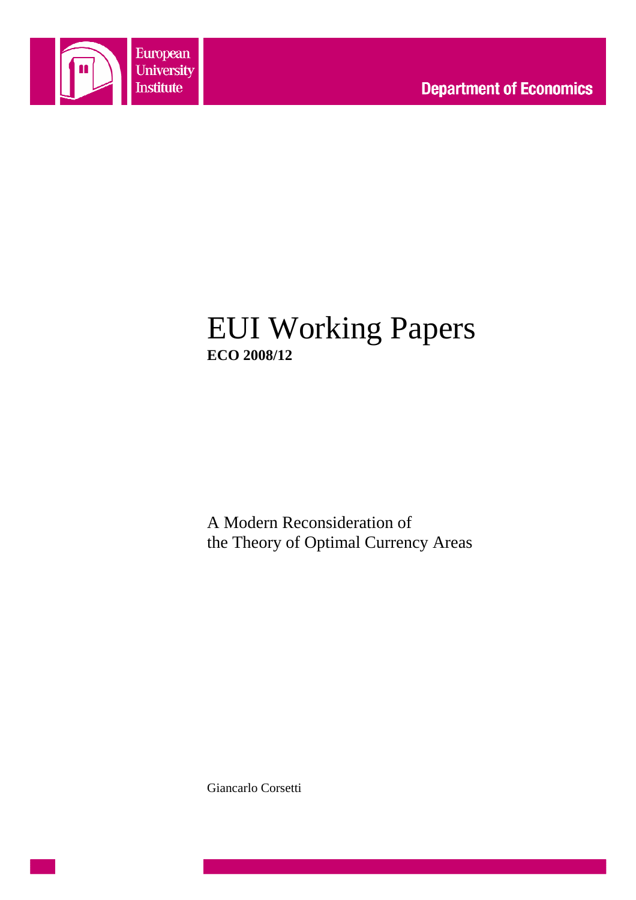European University Institute

Department of Economics

# EUI Working Papers

**ECO 2008/12**

A Modern Reconsideration of
the Theory of Optimal Currency Areas

Giancarlo Corsetti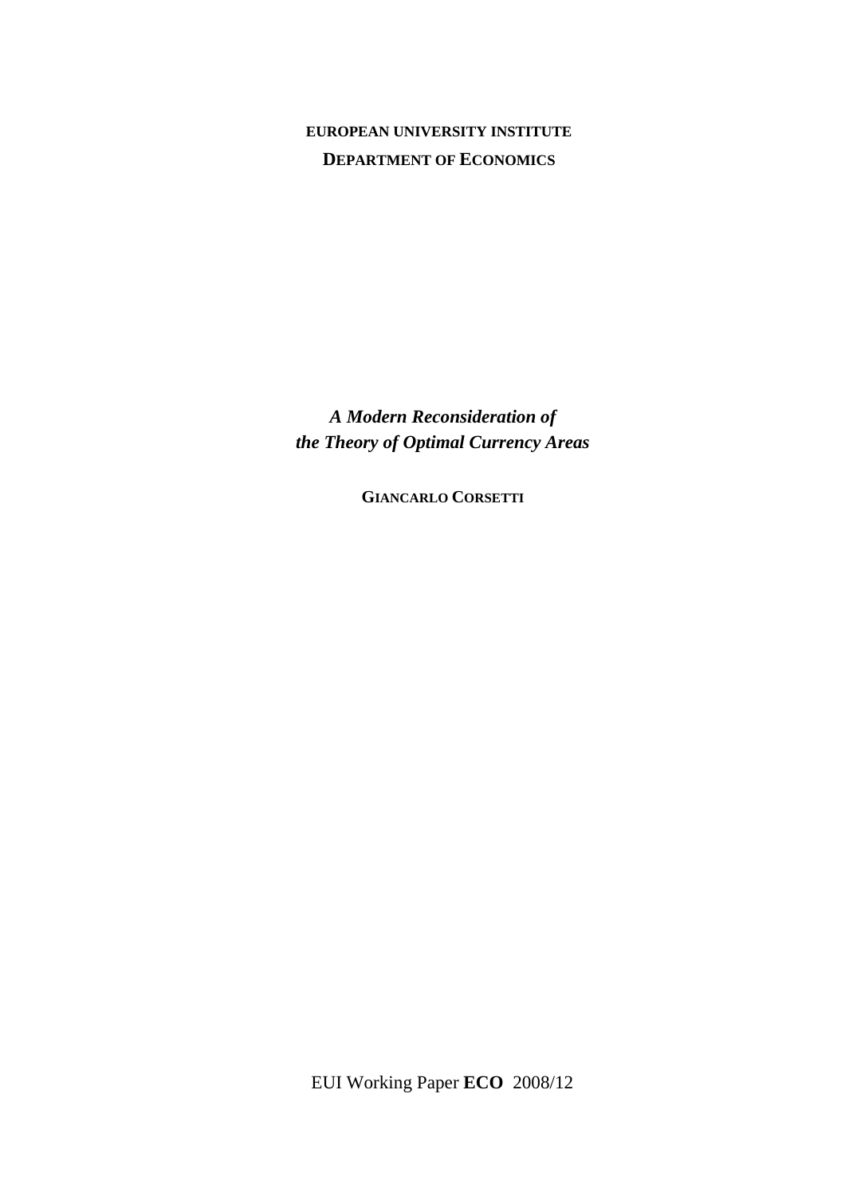**EUROPEAN UNIVERSITY INSTITUTE**

**DEPARTMENT OF ECONOMICS**

# *A Modern Reconsideration of the Theory of Optimal Currency Areas*

**GIANCARLO CORSETTI**

EUI Working Paper **ECO** 2008/12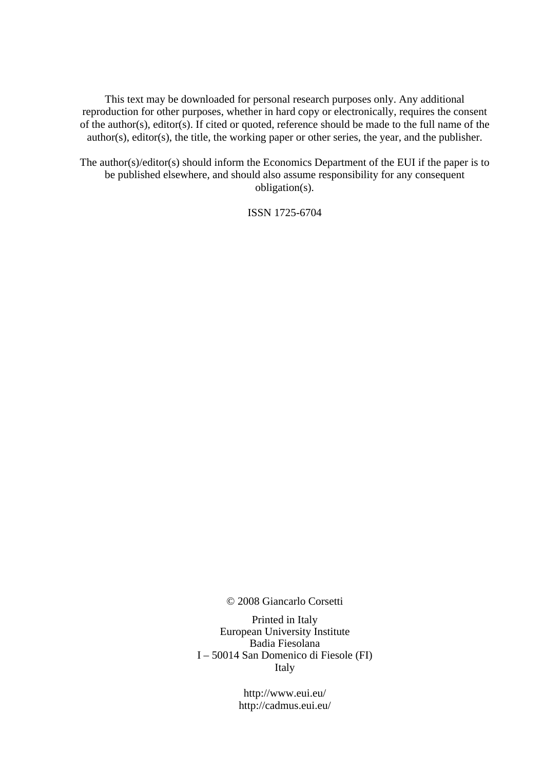This text may be downloaded for personal research purposes only. Any additional reproduction for other purposes, whether in hard copy or electronically, requires the consent of the author(s), editor(s). If cited or quoted, reference should be made to the full name of the author(s), editor(s), the title, the working paper or other series, the year, and the publisher.

The author(s)/editor(s) should inform the Economics Department of the EUI if the paper is to be published elsewhere, and should also assume responsibility for any consequent obligation(s).

ISSN 1725-6704

© 2008 Giancarlo Corsetti

Printed in Italy
European University Institute
Badia Fiesolana
I – 50014 San Domenico di Fiesole (FI)
Italy

http://www.eui.eu/
http://cadmus.eui.eu/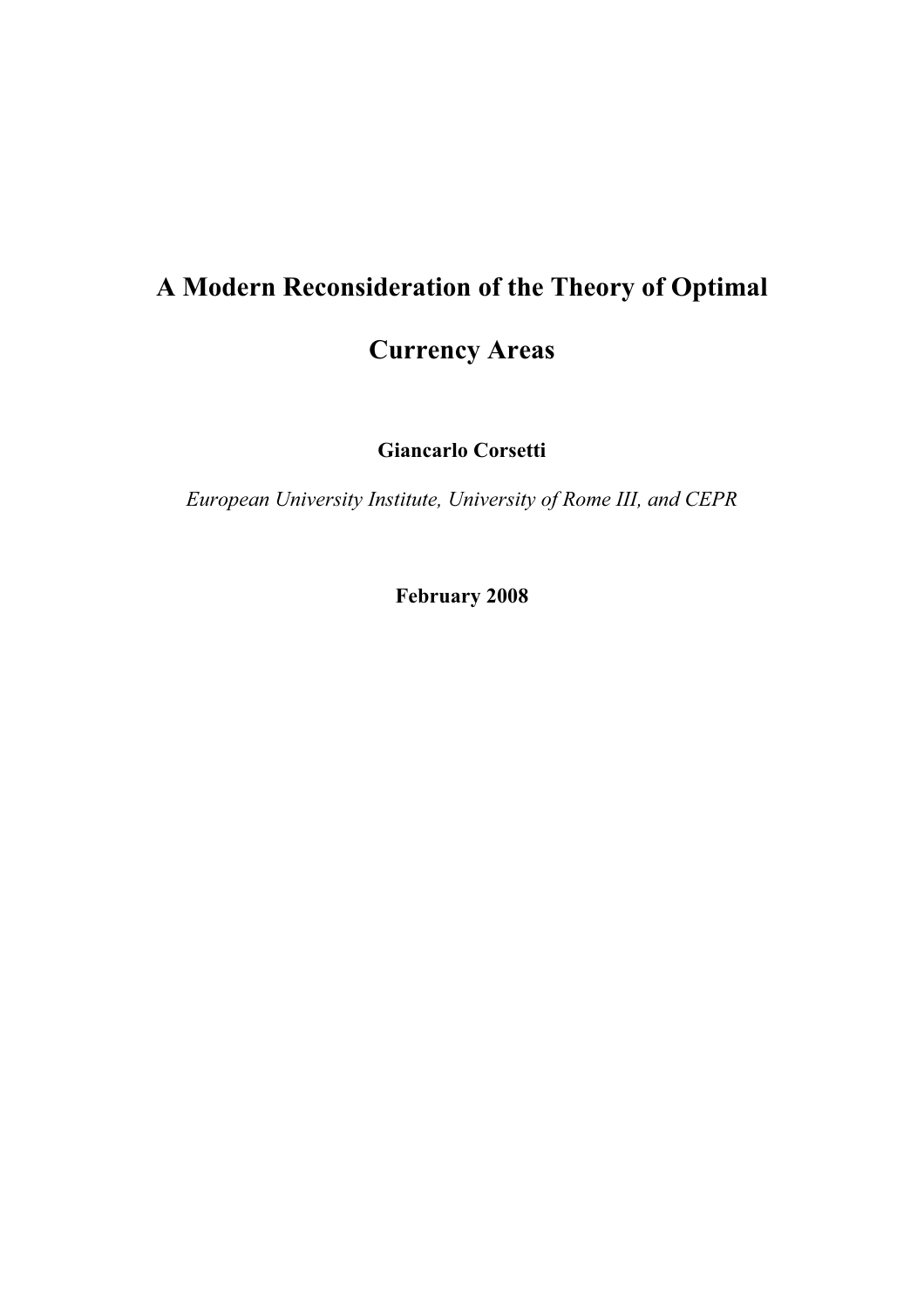# A Modern Reconsideration of the Theory of Optimal Currency Areas

**Giancarlo Corsetti**

*European University Institute, University of Rome III, and CEPR*

**February 2008**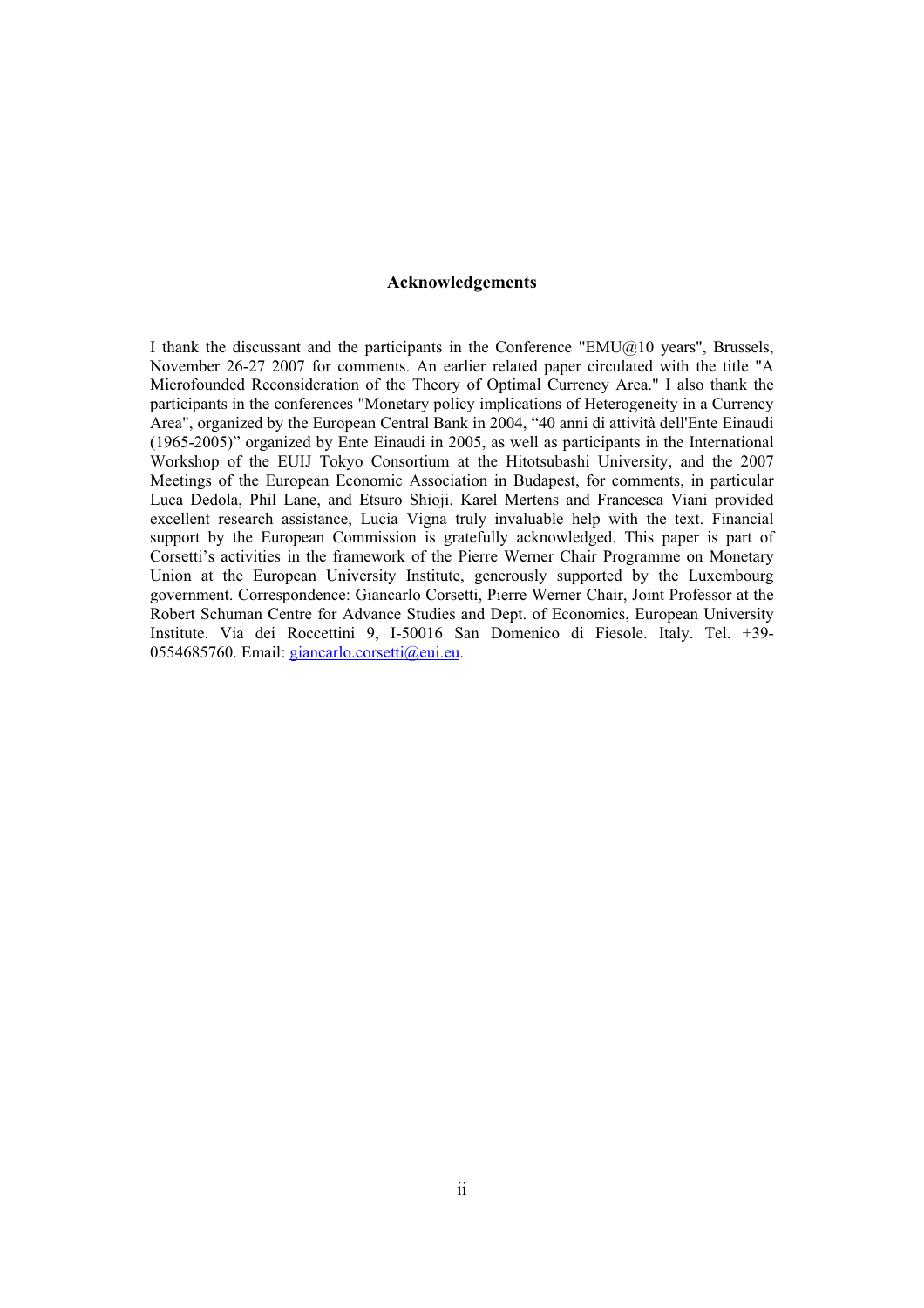## Acknowledgements

I thank the discussant and the participants in the Conference "EMU@10 years", Brussels, November 26-27 2007 for comments. An earlier related paper circulated with the title "A Microfounded Reconsideration of the Theory of Optimal Currency Area." I also thank the participants in the conferences "Monetary policy implications of Heterogeneity in a Currency Area", organized by the European Central Bank in 2004, "40 anni di attività dell'Ente Einaudi (1965-2005)" organized by Ente Einaudi in 2005, as well as participants in the International Workshop of the EUIJ Tokyo Consortium at the Hitotsubashi University, and the 2007 Meetings of the European Economic Association in Budapest, for comments, in particular Luca Dedola, Phil Lane, and Etsuro Shioji. Karel Mertens and Francesca Viani provided excellent research assistance, Lucia Vigna truly invaluable help with the text. Financial support by the European Commission is gratefully acknowledged. This paper is part of Corsetti's activities in the framework of the Pierre Werner Chair Programme on Monetary Union at the European University Institute, generously supported by the Luxembourg government. Correspondence: Giancarlo Corsetti, Pierre Werner Chair, Joint Professor at the Robert Schuman Centre for Advance Studies and Dept. of Economics, European University Institute. Via dei Roccettini 9, I-50016 San Domenico di Fiesole. Italy. Tel. +39-0554685760. Email: giancarlo.corsetti@eui.eu.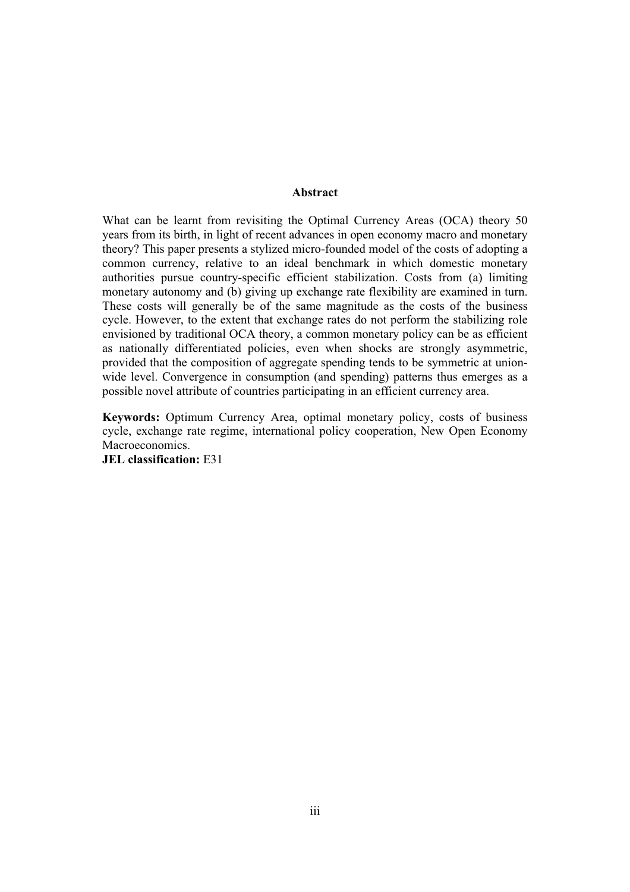## Abstract

What can be learnt from revisiting the Optimal Currency Areas (OCA) theory 50 years from its birth, in light of recent advances in open economy macro and monetary theory? This paper presents a stylized micro-founded model of the costs of adopting a common currency, relative to an ideal benchmark in which domestic monetary authorities pursue country-specific efficient stabilization. Costs from (a) limiting monetary autonomy and (b) giving up exchange rate flexibility are examined in turn. These costs will generally be of the same magnitude as the costs of the business cycle. However, to the extent that exchange rates do not perform the stabilizing role envisioned by traditional OCA theory, a common monetary policy can be as efficient as nationally differentiated policies, even when shocks are strongly asymmetric, provided that the composition of aggregate spending tends to be symmetric at union-wide level. Convergence in consumption (and spending) patterns thus emerges as a possible novel attribute of countries participating in an efficient currency area.

**Keywords:** Optimum Currency Area, optimal monetary policy, costs of business cycle, exchange rate regime, international policy cooperation, New Open Economy Macroeconomics.

**JEL classification:** E31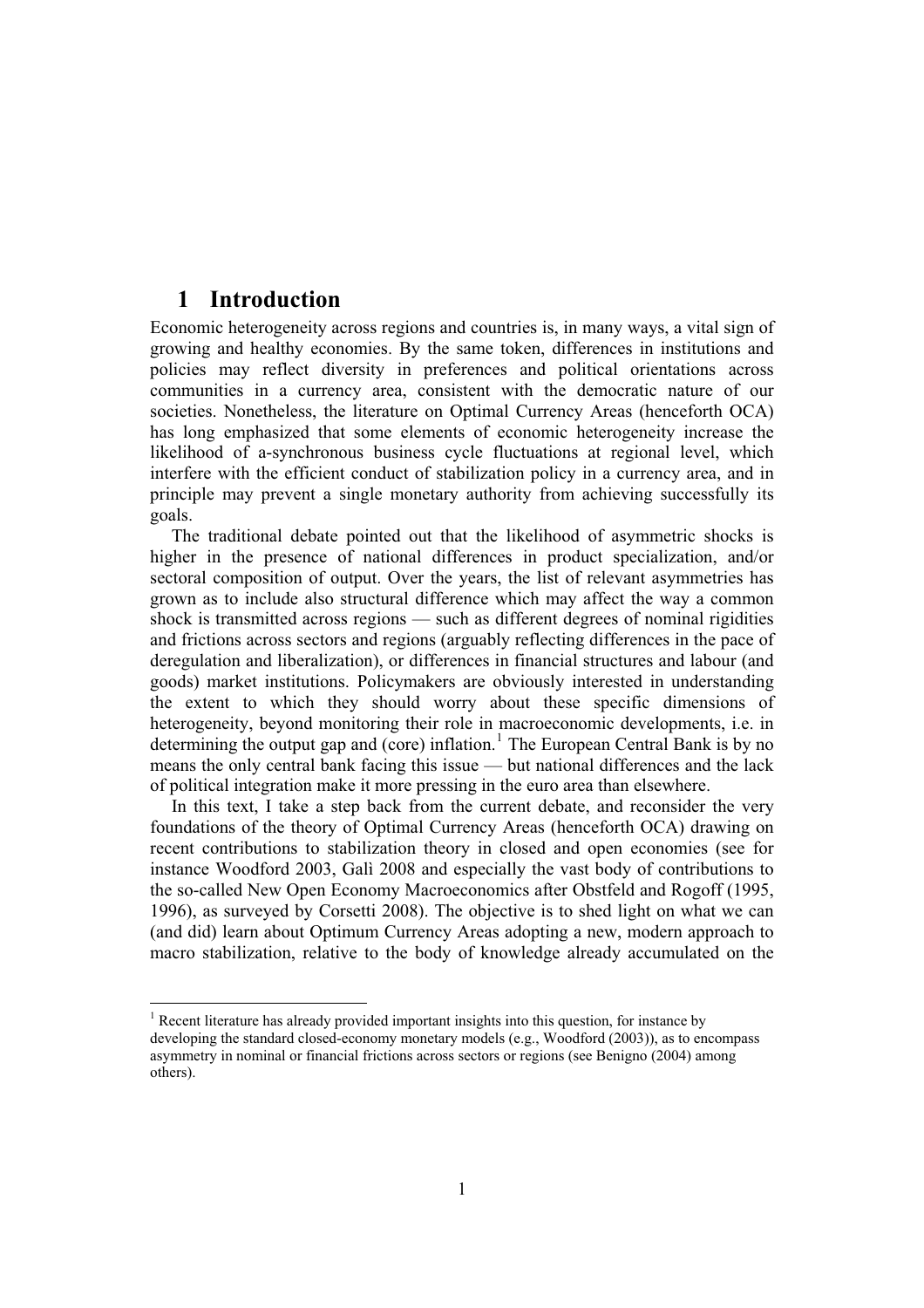# 1 Introduction

Economic heterogeneity across regions and countries is, in many ways, a vital sign of growing and healthy economies. By the same token, differences in institutions and policies may reflect diversity in preferences and political orientations across communities in a currency area, consistent with the democratic nature of our societies. Nonetheless, the literature on Optimal Currency Areas (henceforth OCA) has long emphasized that some elements of economic heterogeneity increase the likelihood of a-synchronous business cycle fluctuations at regional level, which interfere with the efficient conduct of stabilization policy in a currency area, and in principle may prevent a single monetary authority from achieving successfully its goals.

The traditional debate pointed out that the likelihood of asymmetric shocks is higher in the presence of national differences in product specialization, and/or sectoral composition of output. Over the years, the list of relevant asymmetries has grown as to include also structural difference which may affect the way a common shock is transmitted across regions — such as different degrees of nominal rigidities and frictions across sectors and regions (arguably reflecting differences in the pace of deregulation and liberalization), or differences in financial structures and labour (and goods) market institutions. Policymakers are obviously interested in understanding the extent to which they should worry about these specific dimensions of heterogeneity, beyond monitoring their role in macroeconomic developments, i.e. in determining the output gap and (core) inflation.[1] The European Central Bank is by no means the only central bank facing this issue — but national differences and the lack of political integration make it more pressing in the euro area than elsewhere.

In this text, I take a step back from the current debate, and reconsider the very foundations of the theory of Optimal Currency Areas (henceforth OCA) drawing on recent contributions to stabilization theory in closed and open economies (see for instance Woodford 2003, Galì 2008 and especially the vast body of contributions to the so-called New Open Economy Macroeconomics after Obstfeld and Rogoff (1995, 1996), as surveyed by Corsetti 2008). The objective is to shed light on what we can (and did) learn about Optimum Currency Areas adopting a new, modern approach to macro stabilization, relative to the body of knowledge already accumulated on the

[1] Recent literature has already provided important insights into this question, for instance by developing the standard closed-economy monetary models (e.g., Woodford (2003)), as to encompass asymmetry in nominal or financial frictions across sectors or regions (see Benigno (2004) among others).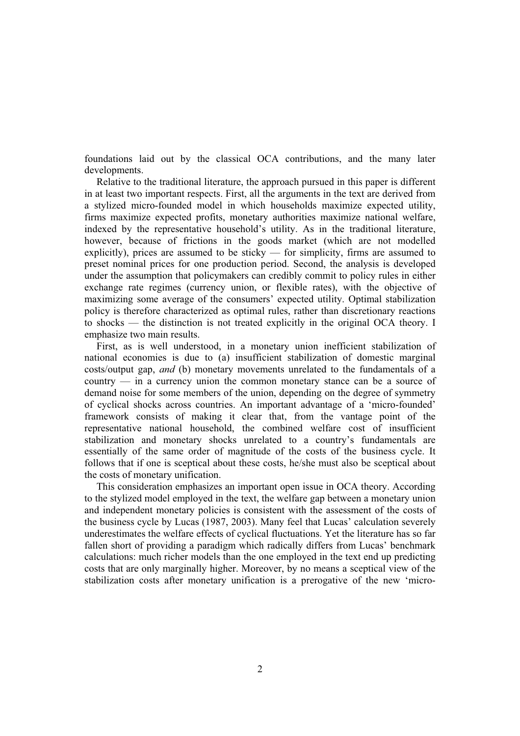foundations laid out by the classical OCA contributions, and the many later developments.

Relative to the traditional literature, the approach pursued in this paper is different in at least two important respects. First, all the arguments in the text are derived from a stylized micro-founded model in which households maximize expected utility, firms maximize expected profits, monetary authorities maximize national welfare, indexed by the representative household's utility. As in the traditional literature, however, because of frictions in the goods market (which are not modelled explicitly), prices are assumed to be sticky — for simplicity, firms are assumed to preset nominal prices for one production period. Second, the analysis is developed under the assumption that policymakers can credibly commit to policy rules in either exchange rate regimes (currency union, or flexible rates), with the objective of maximizing some average of the consumers' expected utility. Optimal stabilization policy is therefore characterized as optimal rules, rather than discretionary reactions to shocks — the distinction is not treated explicitly in the original OCA theory. I emphasize two main results.

First, as is well understood, in a monetary union inefficient stabilization of national economies is due to (a) insufficient stabilization of domestic marginal costs/output gap, *and* (b) monetary movements unrelated to the fundamentals of a country — in a currency union the common monetary stance can be a source of demand noise for some members of the union, depending on the degree of symmetry of cyclical shocks across countries. An important advantage of a 'micro-founded' framework consists of making it clear that, from the vantage point of the representative national household, the combined welfare cost of insufficient stabilization and monetary shocks unrelated to a country's fundamentals are essentially of the same order of magnitude of the costs of the business cycle. It follows that if one is sceptical about these costs, he/she must also be sceptical about the costs of monetary unification.

This consideration emphasizes an important open issue in OCA theory. According to the stylized model employed in the text, the welfare gap between a monetary union and independent monetary policies is consistent with the assessment of the costs of the business cycle by Lucas (1987, 2003). Many feel that Lucas' calculation severely underestimates the welfare effects of cyclical fluctuations. Yet the literature has so far fallen short of providing a paradigm which radically differs from Lucas' benchmark calculations: much richer models than the one employed in the text end up predicting costs that are only marginally higher. Moreover, by no means a sceptical view of the stabilization costs after monetary unification is a prerogative of the new 'micro-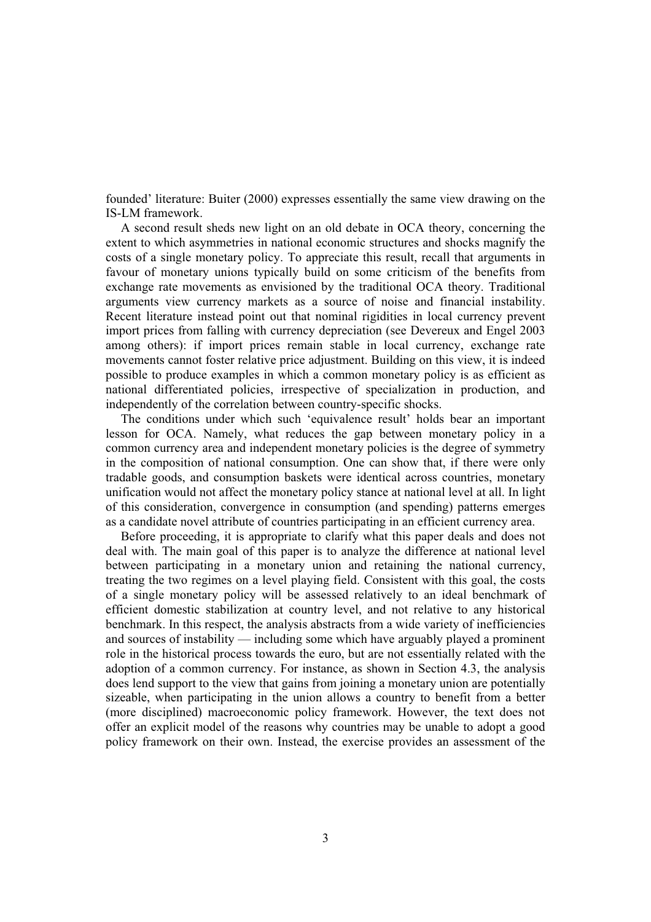founded' literature: Buiter (2000) expresses essentially the same view drawing on the IS-LM framework.

A second result sheds new light on an old debate in OCA theory, concerning the extent to which asymmetries in national economic structures and shocks magnify the costs of a single monetary policy. To appreciate this result, recall that arguments in favour of monetary unions typically build on some criticism of the benefits from exchange rate movements as envisioned by the traditional OCA theory. Traditional arguments view currency markets as a source of noise and financial instability. Recent literature instead point out that nominal rigidities in local currency prevent import prices from falling with currency depreciation (see Devereux and Engel 2003 among others): if import prices remain stable in local currency, exchange rate movements cannot foster relative price adjustment. Building on this view, it is indeed possible to produce examples in which a common monetary policy is as efficient as national differentiated policies, irrespective of specialization in production, and independently of the correlation between country-specific shocks.

The conditions under which such 'equivalence result' holds bear an important lesson for OCA. Namely, what reduces the gap between monetary policy in a common currency area and independent monetary policies is the degree of symmetry in the composition of national consumption. One can show that, if there were only tradable goods, and consumption baskets were identical across countries, monetary unification would not affect the monetary policy stance at national level at all. In light of this consideration, convergence in consumption (and spending) patterns emerges as a candidate novel attribute of countries participating in an efficient currency area.

Before proceeding, it is appropriate to clarify what this paper deals and does not deal with. The main goal of this paper is to analyze the difference at national level between participating in a monetary union and retaining the national currency, treating the two regimes on a level playing field. Consistent with this goal, the costs of a single monetary policy will be assessed relatively to an ideal benchmark of efficient domestic stabilization at country level, and not relative to any historical benchmark. In this respect, the analysis abstracts from a wide variety of inefficiencies and sources of instability — including some which have arguably played a prominent role in the historical process towards the euro, but are not essentially related with the adoption of a common currency. For instance, as shown in Section 4.3, the analysis does lend support to the view that gains from joining a monetary union are potentially sizeable, when participating in the union allows a country to benefit from a better (more disciplined) macroeconomic policy framework. However, the text does not offer an explicit model of the reasons why countries may be unable to adopt a good policy framework on their own. Instead, the exercise provides an assessment of the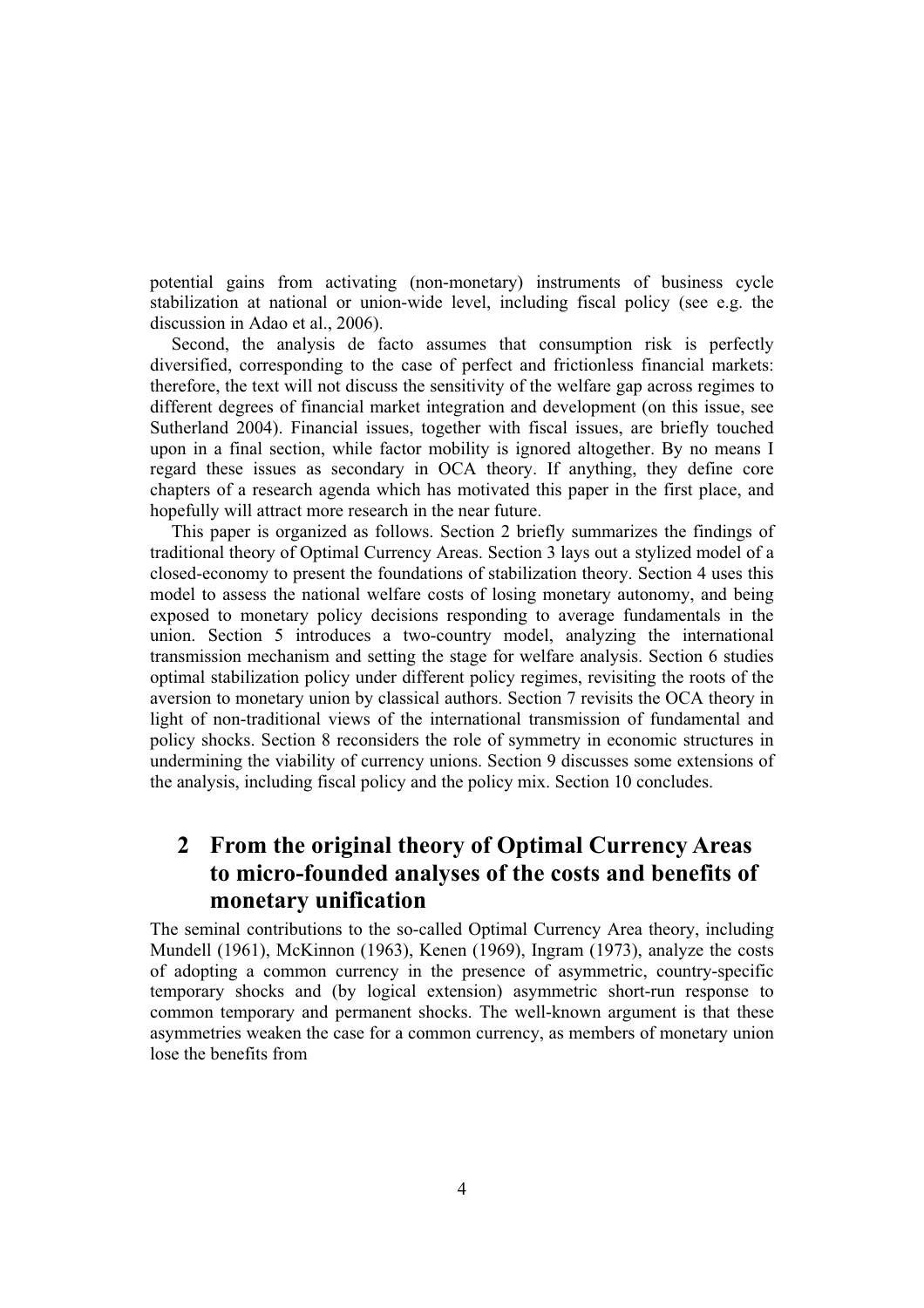potential gains from activating (non-monetary) instruments of business cycle stabilization at national or union-wide level, including fiscal policy (see e.g. the discussion in Adao et al., 2006).

Second, the analysis de facto assumes that consumption risk is perfectly diversified, corresponding to the case of perfect and frictionless financial markets: therefore, the text will not discuss the sensitivity of the welfare gap across regimes to different degrees of financial market integration and development (on this issue, see Sutherland 2004). Financial issues, together with fiscal issues, are briefly touched upon in a final section, while factor mobility is ignored altogether. By no means I regard these issues as secondary in OCA theory. If anything, they define core chapters of a research agenda which has motivated this paper in the first place, and hopefully will attract more research in the near future.

This paper is organized as follows. Section 2 briefly summarizes the findings of traditional theory of Optimal Currency Areas. Section 3 lays out a stylized model of a closed-economy to present the foundations of stabilization theory. Section 4 uses this model to assess the national welfare costs of losing monetary autonomy, and being exposed to monetary policy decisions responding to average fundamentals in the union. Section 5 introduces a two-country model, analyzing the international transmission mechanism and setting the stage for welfare analysis. Section 6 studies optimal stabilization policy under different policy regimes, revisiting the roots of the aversion to monetary union by classical authors. Section 7 revisits the OCA theory in light of non-traditional views of the international transmission of fundamental and policy shocks. Section 8 reconsiders the role of symmetry in economic structures in undermining the viability of currency unions. Section 9 discusses some extensions of the analysis, including fiscal policy and the policy mix. Section 10 concludes.

## 2 From the original theory of Optimal Currency Areas to micro-founded analyses of the costs and benefits of monetary unification

The seminal contributions to the so-called Optimal Currency Area theory, including Mundell (1961), McKinnon (1963), Kenen (1969), Ingram (1973), analyze the costs of adopting a common currency in the presence of asymmetric, country-specific temporary shocks and (by logical extension) asymmetric short-run response to common temporary and permanent shocks. The well-known argument is that these asymmetries weaken the case for a common currency, as members of monetary union lose the benefits from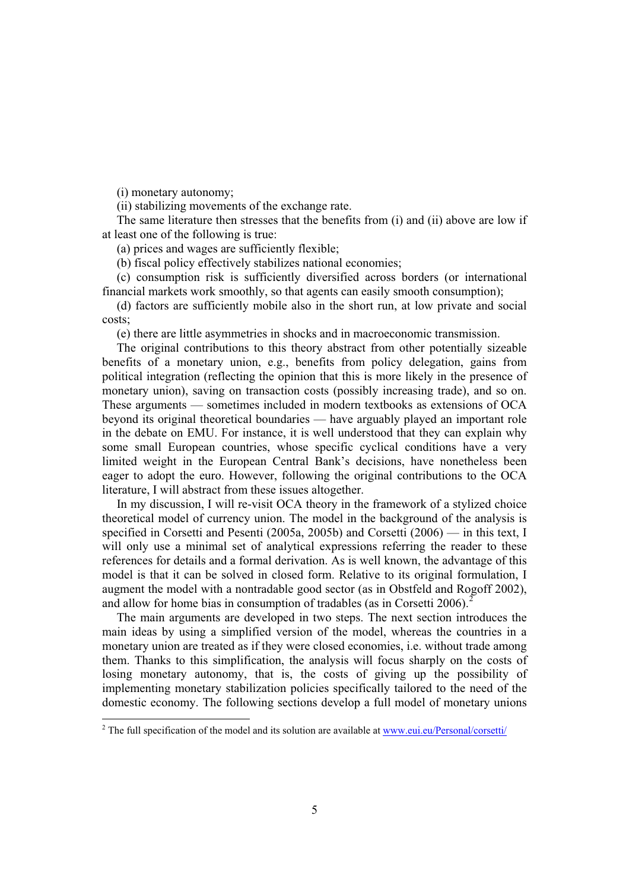(i) monetary autonomy;

(ii) stabilizing movements of the exchange rate.

The same literature then stresses that the benefits from (i) and (ii) above are low if at least one of the following is true:

(a) prices and wages are sufficiently flexible;

(b) fiscal policy effectively stabilizes national economies;

(c) consumption risk is sufficiently diversified across borders (or international financial markets work smoothly, so that agents can easily smooth consumption);

(d) factors are sufficiently mobile also in the short run, at low private and social costs;

(e) there are little asymmetries in shocks and in macroeconomic transmission.

The original contributions to this theory abstract from other potentially sizeable benefits of a monetary union, e.g., benefits from policy delegation, gains from political integration (reflecting the opinion that this is more likely in the presence of monetary union), saving on transaction costs (possibly increasing trade), and so on. These arguments — sometimes included in modern textbooks as extensions of OCA beyond its original theoretical boundaries — have arguably played an important role in the debate on EMU. For instance, it is well understood that they can explain why some small European countries, whose specific cyclical conditions have a very limited weight in the European Central Bank's decisions, have nonetheless been eager to adopt the euro. However, following the original contributions to the OCA literature, I will abstract from these issues altogether.

In my discussion, I will re-visit OCA theory in the framework of a stylized choice theoretical model of currency union. The model in the background of the analysis is specified in Corsetti and Pesenti (2005a, 2005b) and Corsetti (2006) — in this text, I will only use a minimal set of analytical expressions referring the reader to these references for details and a formal derivation. As is well known, the advantage of this model is that it can be solved in closed form. Relative to its original formulation, I augment the model with a nontradable good sector (as in Obstfeld and Rogoff 2002), and allow for home bias in consumption of tradables (as in Corsetti 2006).[2]

The main arguments are developed in two steps. The next section introduces the main ideas by using a simplified version of the model, whereas the countries in a monetary union are treated as if they were closed economies, i.e. without trade among them. Thanks to this simplification, the analysis will focus sharply on the costs of losing monetary autonomy, that is, the costs of giving up the possibility of implementing monetary stabilization policies specifically tailored to the need of the domestic economy. The following sections develop a full model of monetary unions

[2] The full specification of the model and its solution are available at www.eui.eu/Personal/corsetti/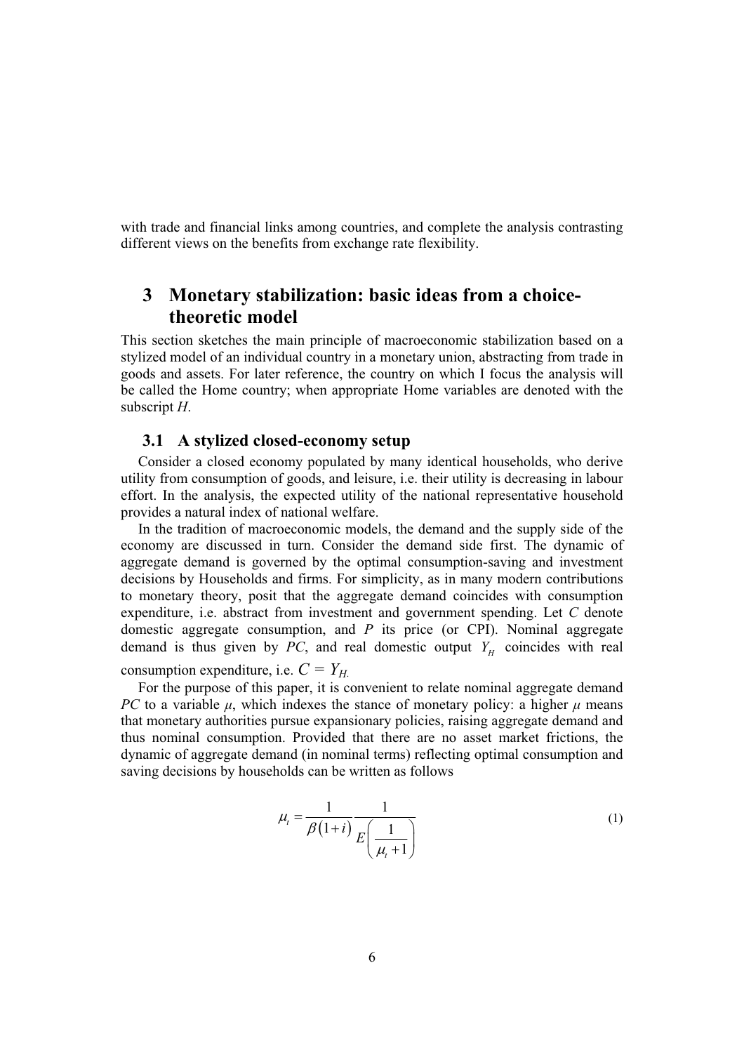with trade and financial links among countries, and complete the analysis contrasting different views on the benefits from exchange rate flexibility.

# 3 Monetary stabilization: basic ideas from a choice-theoretic model

This section sketches the main principle of macroeconomic stabilization based on a stylized model of an individual country in a monetary union, abstracting from trade in goods and assets. For later reference, the country on which I focus the analysis will be called the Home country; when appropriate Home variables are denoted with the subscript $H$.

## 3.1 A stylized closed-economy setup

Consider a closed economy populated by many identical households, who derive utility from consumption of goods, and leisure, i.e. their utility is decreasing in labour effort. In the analysis, the expected utility of the national representative household provides a natural index of national welfare.

In the tradition of macroeconomic models, the demand and the supply side of the economy are discussed in turn. Consider the demand side first. The dynamic of aggregate demand is governed by the optimal consumption-saving and investment decisions by Households and firms. For simplicity, as in many modern contributions to monetary theory, posit that the aggregate demand coincides with consumption expenditure, i.e. abstract from investment and government spending. Let $C$ denote domestic aggregate consumption, and $P$ its price (or CPI). Nominal aggregate demand is thus given by $PC$, and real domestic output $Y_H$ coincides with real consumption expenditure, i.e. $C = Y_H$.

For the purpose of this paper, it is convenient to relate nominal aggregate demand $PC$ to a variable $\mu$, which indexes the stance of monetary policy: a higher $\mu$ means that monetary authorities pursue expansionary policies, raising aggregate demand and thus nominal consumption. Provided that there are no asset market frictions, the dynamic of aggregate demand (in nominal terms) reflecting optimal consumption and saving decisions by households can be written as follows

$$\mu_t = \frac{1}{\beta(1+i)} \frac{1}{E\left(\dfrac{1}{\mu_t + 1}\right)} \tag{1}$$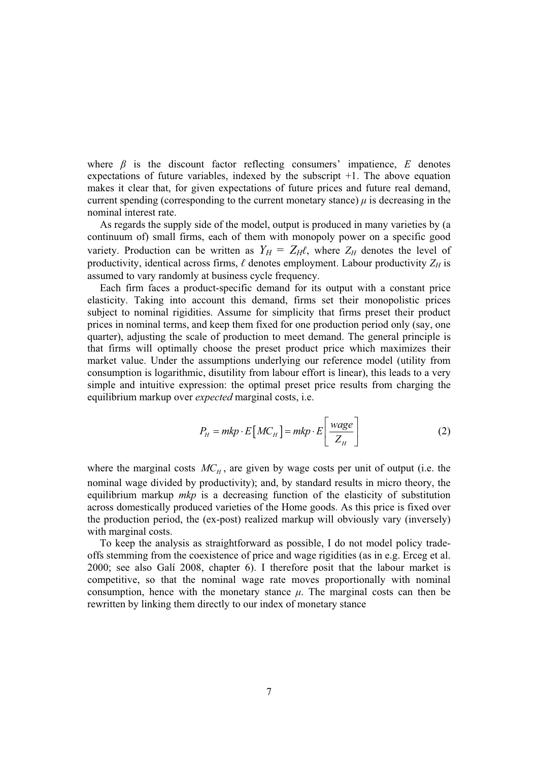where $\beta$ is the discount factor reflecting consumers' impatience, $E$ denotes expectations of future variables, indexed by the subscript +1. The above equation makes it clear that, for given expectations of future prices and future real demand, current spending (corresponding to the current monetary stance) $\mu$ is decreasing in the nominal interest rate.

As regards the supply side of the model, output is produced in many varieties by (a continuum of) small firms, each of them with monopoly power on a specific good variety. Production can be written as $Y_H = Z_H \ell$, where $Z_H$ denotes the level of productivity, identical across firms, $\ell$ denotes employment. Labour productivity $Z_H$ is assumed to vary randomly at business cycle frequency.

Each firm faces a product-specific demand for its output with a constant price elasticity. Taking into account this demand, firms set their monopolistic prices subject to nominal rigidities. Assume for simplicity that firms preset their product prices in nominal terms, and keep them fixed for one production period only (say, one quarter), adjusting the scale of production to meet demand. The general principle is that firms will optimally choose the preset product price which maximizes their market value. Under the assumptions underlying our reference model (utility from consumption is logarithmic, disutility from labour effort is linear), this leads to a very simple and intuitive expression: the optimal preset price results from charging the equilibrium markup over *expected* marginal costs, i.e.

$$P_H = mkp \cdot E\left[MC_H\right] = mkp \cdot E\left[\frac{wage}{Z_H}\right] \tag{2}$$

where the marginal costs $MC_H$, are given by wage costs per unit of output (i.e. the nominal wage divided by productivity); and, by standard results in micro theory, the equilibrium markup *mkp* is a decreasing function of the elasticity of substitution across domestically produced varieties of the Home goods. As this price is fixed over the production period, the (ex-post) realized markup will obviously vary (inversely) with marginal costs.

To keep the analysis as straightforward as possible, I do not model policy trade-offs stemming from the coexistence of price and wage rigidities (as in e.g. Erceg et al. 2000; see also Galí 2008, chapter 6). I therefore posit that the labour market is competitive, so that the nominal wage rate moves proportionally with nominal consumption, hence with the monetary stance $\mu$. The marginal costs can then be rewritten by linking them directly to our index of monetary stance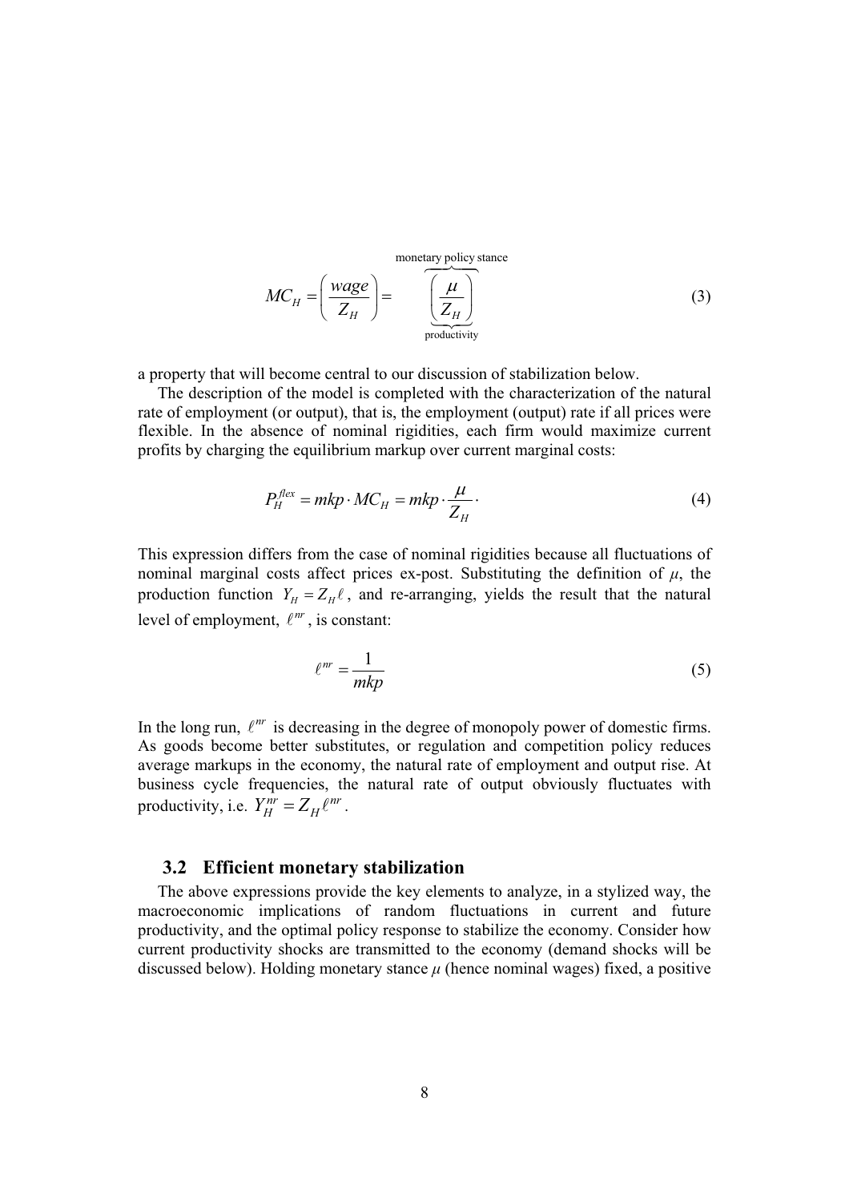$$MC_H = \left( \frac{wage}{Z_H} \right) = \overbrace{\underbrace{\left( \frac{\mu}{Z_H} \right)}_{\text{productivity}}}^{\text{monetary policy stance}} \tag{3}$$

a property that will become central to our discussion of stabilization below.

The description of the model is completed with the characterization of the natural rate of employment (or output), that is, the employment (output) rate if all prices were flexible. In the absence of nominal rigidities, each firm would maximize current profits by charging the equilibrium markup over current marginal costs:

$$P_H^{flex} = mkp \cdot MC_H = mkp \cdot \frac{\mu}{Z_H} \cdot \tag{4}$$

This expression differs from the case of nominal rigidities because all fluctuations of nominal marginal costs affect prices ex-post. Substituting the definition of $\mu$, the production function $Y_H = Z_H \ell$, and re-arranging, yields the result that the natural level of employment, $\ell^{nr}$, is constant:

$$\ell^{nr} = \frac{1}{mkp} \tag{5}$$

In the long run, $\ell^{nr}$ is decreasing in the degree of monopoly power of domestic firms. As goods become better substitutes, or regulation and competition policy reduces average markups in the economy, the natural rate of employment and output rise. At business cycle frequencies, the natural rate of output obviously fluctuates with productivity, i.e. $Y_H^{nr} = Z_H \ell^{nr}$.

### 3.2 Efficient monetary stabilization

The above expressions provide the key elements to analyze, in a stylized way, the macroeconomic implications of random fluctuations in current and future productivity, and the optimal policy response to stabilize the economy. Consider how current productivity shocks are transmitted to the economy (demand shocks will be discussed below). Holding monetary stance $\mu$ (hence nominal wages) fixed, a positive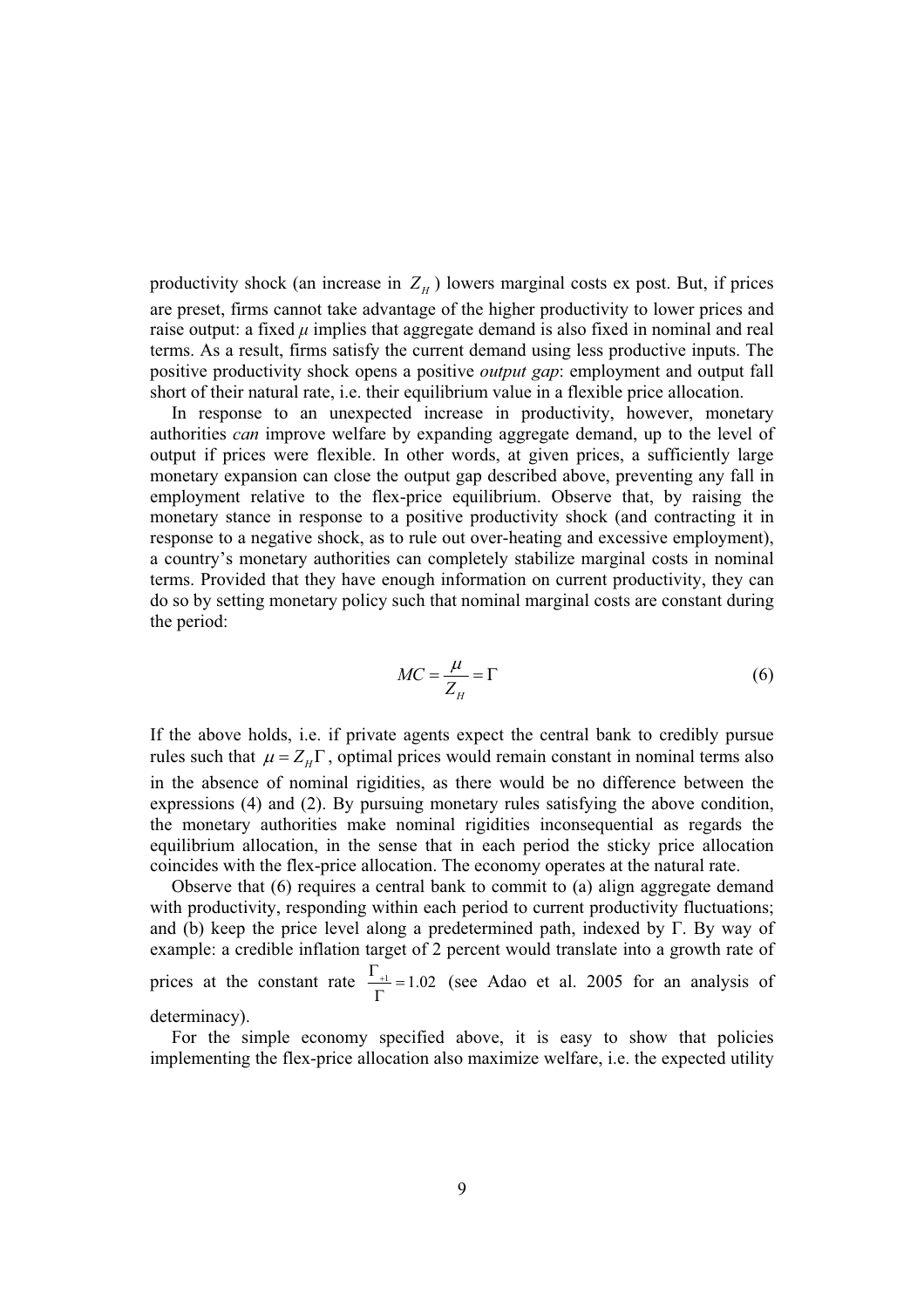productivity shock (an increase in $Z_H$) lowers marginal costs ex post. But, if prices are preset, firms cannot take advantage of the higher productivity to lower prices and raise output: a fixed $\mu$ implies that aggregate demand is also fixed in nominal and real terms. As a result, firms satisfy the current demand using less productive inputs. The positive productivity shock opens a positive *output gap*: employment and output fall short of their natural rate, i.e. their equilibrium value in a flexible price allocation.

In response to an unexpected increase in productivity, however, monetary authorities *can* improve welfare by expanding aggregate demand, up to the level of output if prices were flexible. In other words, at given prices, a sufficiently large monetary expansion can close the output gap described above, preventing any fall in employment relative to the flex-price equilibrium. Observe that, by raising the monetary stance in response to a positive productivity shock (and contracting it in response to a negative shock, as to rule out over-heating and excessive employment), a country's monetary authorities can completely stabilize marginal costs in nominal terms. Provided that they have enough information on current productivity, they can do so by setting monetary policy such that nominal marginal costs are constant during the period:

$$MC = \frac{\mu}{Z_H} = \Gamma \tag{6}$$

If the above holds, i.e. if private agents expect the central bank to credibly pursue rules such that $\mu = Z_H \Gamma$, optimal prices would remain constant in nominal terms also in the absence of nominal rigidities, as there would be no difference between the expressions (4) and (2). By pursuing monetary rules satisfying the above condition, the monetary authorities make nominal rigidities inconsequential as regards the equilibrium allocation, in the sense that in each period the sticky price allocation coincides with the flex-price allocation. The economy operates at the natural rate.

Observe that (6) requires a central bank to commit to (a) align aggregate demand with productivity, responding within each period to current productivity fluctuations; and (b) keep the price level along a predetermined path, indexed by Γ. By way of example: a credible inflation target of 2 percent would translate into a growth rate of prices at the constant rate $\frac{\Gamma_{+1}}{\Gamma} = 1.02$ (see Adao et al. 2005 for an analysis of determinacy).

For the simple economy specified above, it is easy to show that policies implementing the flex-price allocation also maximize welfare, i.e. the expected utility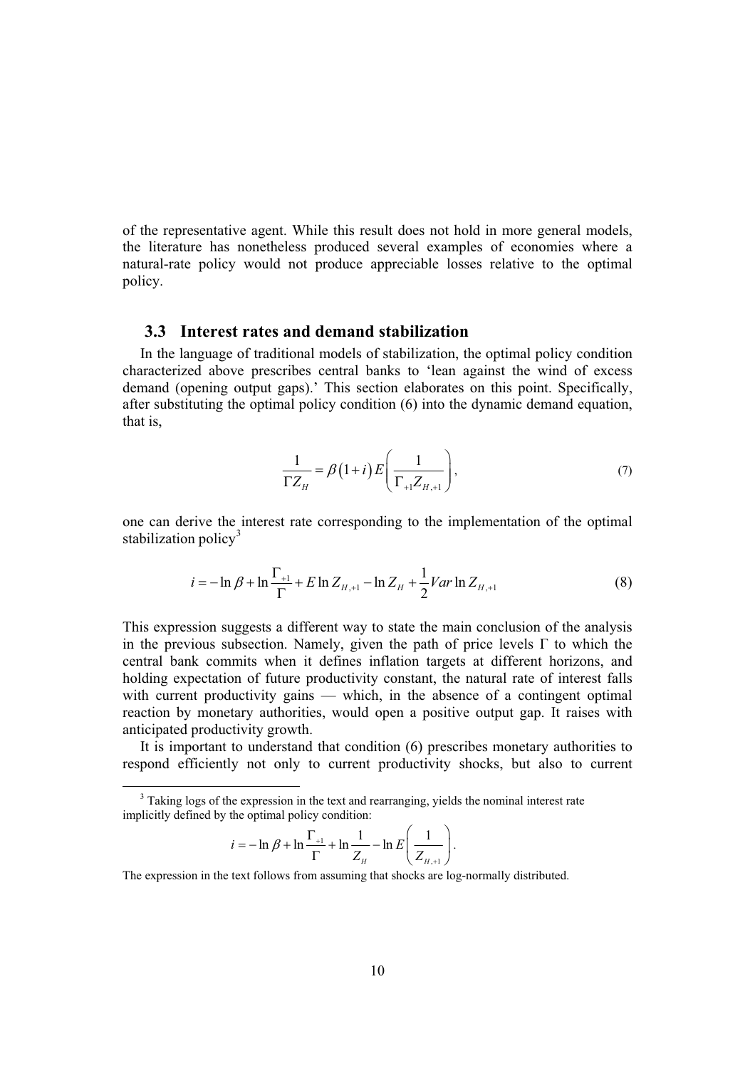of the representative agent. While this result does not hold in more general models, the literature has nonetheless produced several examples of economies where a natural-rate policy would not produce appreciable losses relative to the optimal policy.

### 3.3 Interest rates and demand stabilization

In the language of traditional models of stabilization, the optimal policy condition characterized above prescribes central banks to 'lean against the wind of excess demand (opening output gaps).' This section elaborates on this point. Specifically, after substituting the optimal policy condition (6) into the dynamic demand equation, that is,

$$\frac{1}{\Gamma Z_H} = \beta\left(1+i\right) E\left(\frac{1}{\Gamma_{+1} Z_{H,+1}}\right), \tag{7}$$

one can derive the interest rate corresponding to the implementation of the optimal stabilization policy[3]

$$i = -\ln \beta + \ln \frac{\Gamma_{+1}}{\Gamma} + E \ln Z_{H,+1} - \ln Z_H + \frac{1}{2} Var \ln Z_{H,+1} \tag{8}$$

This expression suggests a different way to state the main conclusion of the analysis in the previous subsection. Namely, given the path of price levels $\Gamma$ to which the central bank commits when it defines inflation targets at different horizons, and holding expectation of future productivity constant, the natural rate of interest falls with current productivity gains — which, in the absence of a contingent optimal reaction by monetary authorities, would open a positive output gap. It raises with anticipated productivity growth.

It is important to understand that condition (6) prescribes monetary authorities to respond efficiently not only to current productivity shocks, but also to current

---

[3] Taking logs of the expression in the text and rearranging, yields the nominal interest rate implicitly defined by the optimal policy condition:

$$i = -\ln \beta + \ln \frac{\Gamma_{+1}}{\Gamma} + \ln \frac{1}{Z_H} - \ln E\left(\frac{1}{Z_{H,+1}}\right).$$

The expression in the text follows from assuming that shocks are log-normally distributed.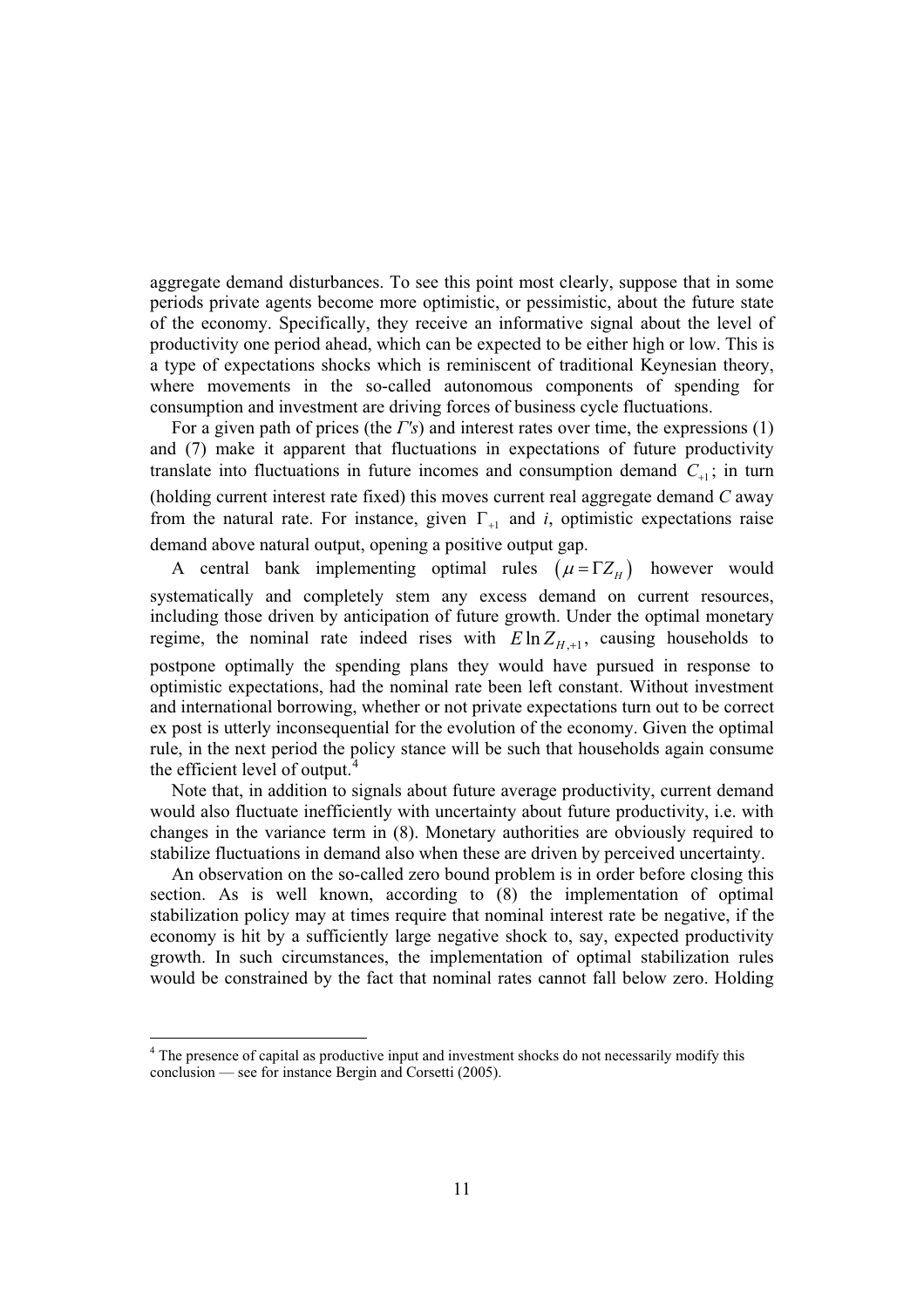aggregate demand disturbances. To see this point most clearly, suppose that in some periods private agents become more optimistic, or pessimistic, about the future state of the economy. Specifically, they receive an informative signal about the level of productivity one period ahead, which can be expected to be either high or low. This is a type of expectations shocks which is reminiscent of traditional Keynesian theory, where movements in the so-called autonomous components of spending for consumption and investment are driving forces of business cycle fluctuations.

For a given path of prices (the *Γ's*) and interest rates over time, the expressions (1) and (7) make it apparent that fluctuations in expectations of future productivity translate into fluctuations in future incomes and consumption demand $C_{+1}$; in turn (holding current interest rate fixed) this moves current real aggregate demand *C* away from the natural rate. For instance, given $\Gamma_{+1}$ and *i*, optimistic expectations raise demand above natural output, opening a positive output gap.

A central bank implementing optimal rules $(\mu = \Gamma Z_H)$ however would systematically and completely stem any excess demand on current resources, including those driven by anticipation of future growth. Under the optimal monetary regime, the nominal rate indeed rises with $E \ln Z_{H,+1}$, causing households to postpone optimally the spending plans they would have pursued in response to optimistic expectations, had the nominal rate been left constant. Without investment and international borrowing, whether or not private expectations turn out to be correct ex post is utterly inconsequential for the evolution of the economy. Given the optimal rule, in the next period the policy stance will be such that households again consume the efficient level of output.[4]

Note that, in addition to signals about future average productivity, current demand would also fluctuate inefficiently with uncertainty about future productivity, i.e. with changes in the variance term in (8). Monetary authorities are obviously required to stabilize fluctuations in demand also when these are driven by perceived uncertainty.

An observation on the so-called zero bound problem is in order before closing this section. As is well known, according to (8) the implementation of optimal stabilization policy may at times require that nominal interest rate be negative, if the economy is hit by a sufficiently large negative shock to, say, expected productivity growth. In such circumstances, the implementation of optimal stabilization rules would be constrained by the fact that nominal rates cannot fall below zero. Holding

---

[4] The presence of capital as productive input and investment shocks do not necessarily modify this conclusion — see for instance Bergin and Corsetti (2005).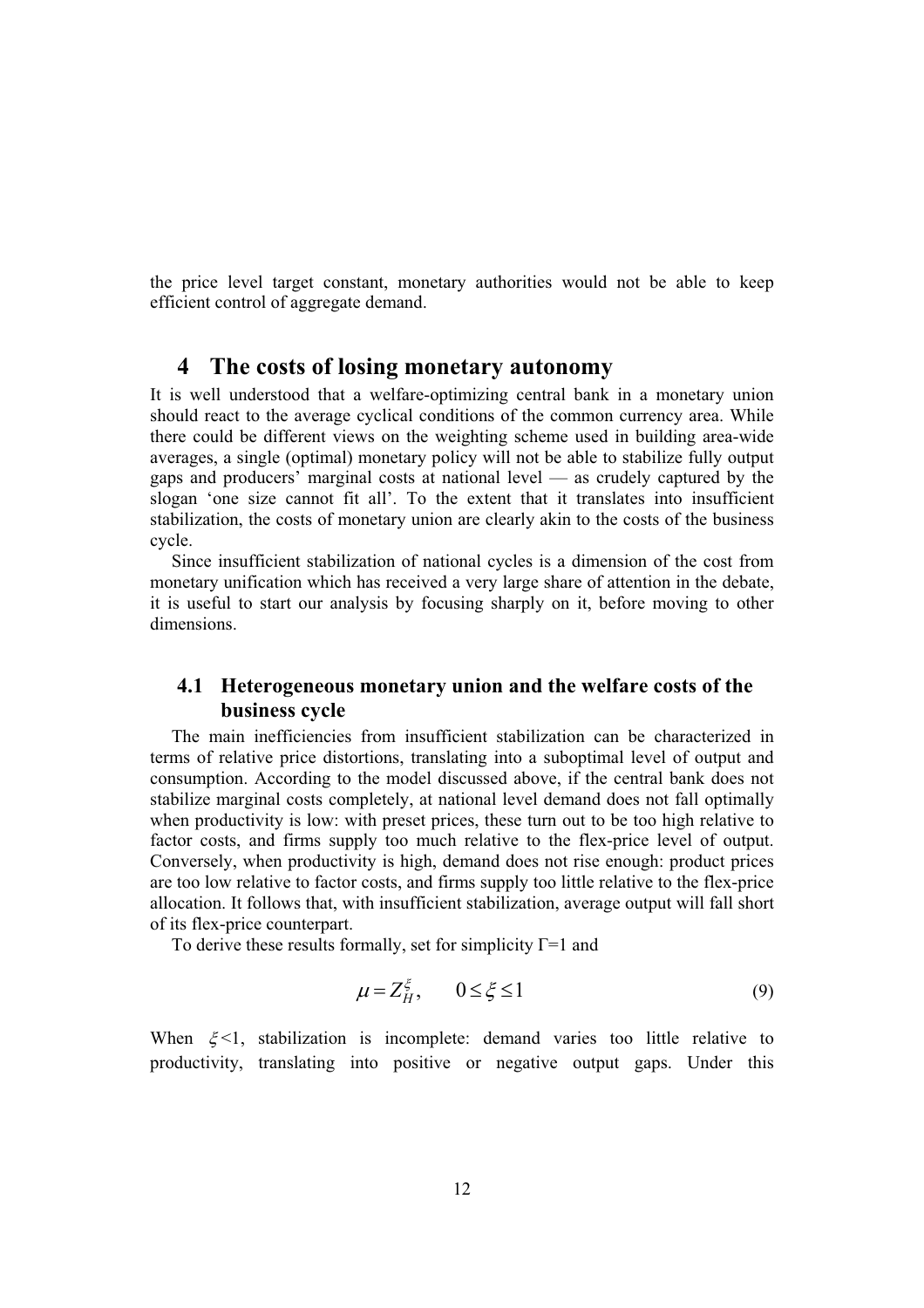the price level target constant, monetary authorities would not be able to keep efficient control of aggregate demand.

# 4 The costs of losing monetary autonomy

It is well understood that a welfare-optimizing central bank in a monetary union should react to the average cyclical conditions of the common currency area. While there could be different views on the weighting scheme used in building area-wide averages, a single (optimal) monetary policy will not be able to stabilize fully output gaps and producers' marginal costs at national level — as crudely captured by the slogan 'one size cannot fit all'. To the extent that it translates into insufficient stabilization, the costs of monetary union are clearly akin to the costs of the business cycle.

Since insufficient stabilization of national cycles is a dimension of the cost from monetary unification which has received a very large share of attention in the debate, it is useful to start our analysis by focusing sharply on it, before moving to other dimensions.

## 4.1 Heterogeneous monetary union and the welfare costs of the business cycle

The main inefficiencies from insufficient stabilization can be characterized in terms of relative price distortions, translating into a suboptimal level of output and consumption. According to the model discussed above, if the central bank does not stabilize marginal costs completely, at national level demand does not fall optimally when productivity is low: with preset prices, these turn out to be too high relative to factor costs, and firms supply too much relative to the flex-price level of output. Conversely, when productivity is high, demand does not rise enough: product prices are too low relative to factor costs, and firms supply too little relative to the flex-price allocation. It follows that, with insufficient stabilization, average output will fall short of its flex-price counterpart.

To derive these results formally, set for simplicity $\Gamma=1$ and

$$\mu = Z_H^{\xi}, \qquad 0 \leq \xi \leq 1 \tag{9}$$

When $\xi<1$, stabilization is incomplete: demand varies too little relative to productivity, translating into positive or negative output gaps. Under this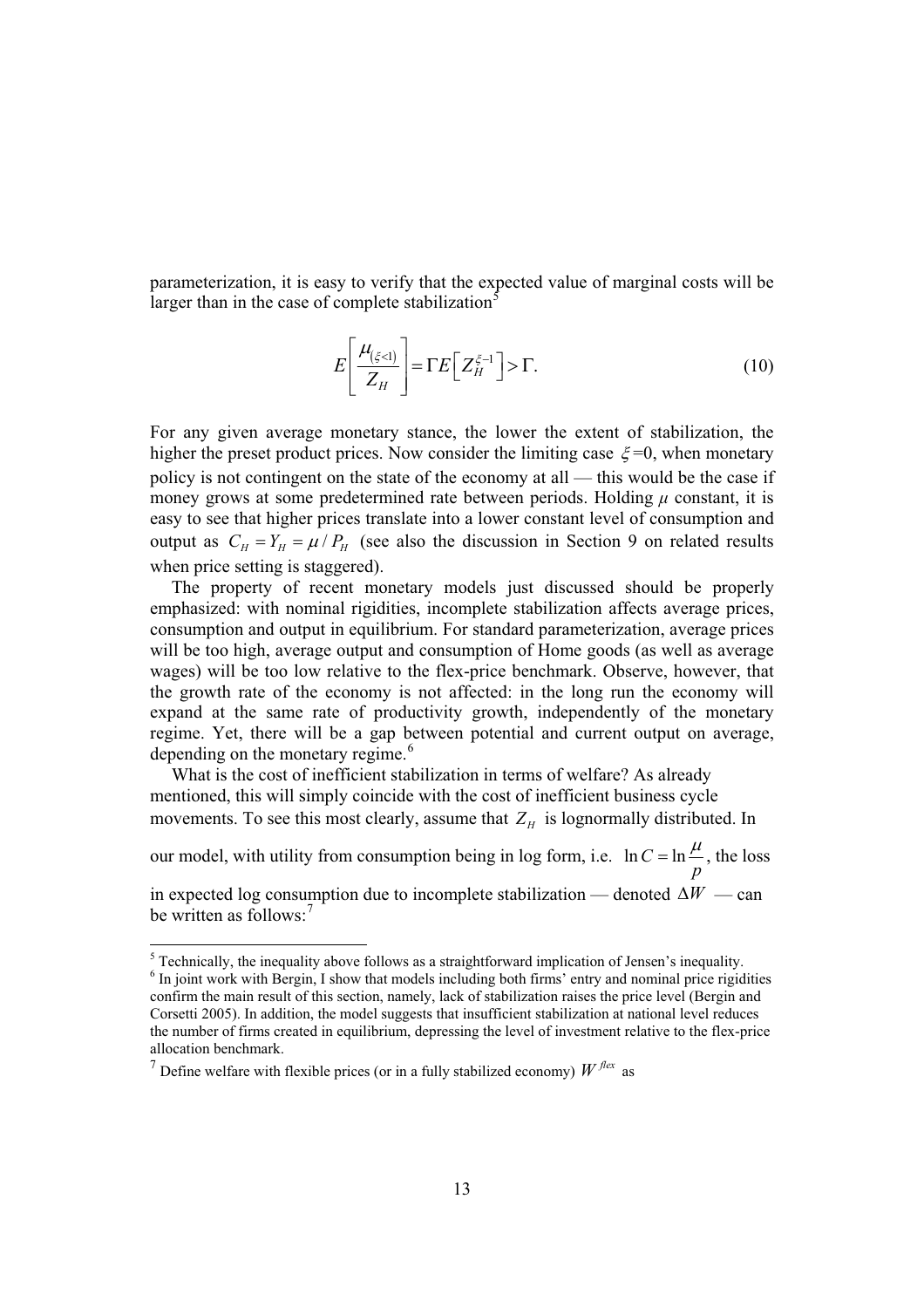parameterization, it is easy to verify that the expected value of marginal costs will be larger than in the case of complete stabilization[5]

$$E\left[\frac{\mu_{(\xi<1)}}{Z_H}\right] = \Gamma E\left[Z_H^{\xi-1}\right] > \Gamma. \tag{10}$$

For any given average monetary stance, the lower the extent of stabilization, the higher the preset product prices. Now consider the limiting case $\xi = 0$, when monetary policy is not contingent on the state of the economy at all — this would be the case if money grows at some predetermined rate between periods. Holding $\mu$ constant, it is easy to see that higher prices translate into a lower constant level of consumption and output as $C_H = Y_H = \mu / P_H$ (see also the discussion in Section 9 on related results when price setting is staggered).

The property of recent monetary models just discussed should be properly emphasized: with nominal rigidities, incomplete stabilization affects average prices, consumption and output in equilibrium. For standard parameterization, average prices will be too high, average output and consumption of Home goods (as well as average wages) will be too low relative to the flex-price benchmark. Observe, however, that the growth rate of the economy is not affected: in the long run the economy will expand at the same rate of productivity growth, independently of the monetary regime. Yet, there will be a gap between potential and current output on average, depending on the monetary regime.[6]

What is the cost of inefficient stabilization in terms of welfare? As already mentioned, this will simply coincide with the cost of inefficient business cycle movements. To see this most clearly, assume that $Z_H$ is lognormally distributed. In our model, with utility from consumption being in log form, i.e. $\ln C = \ln \frac{\mu}{p}$, the loss in expected log consumption due to incomplete stabilization — denoted $\Delta W$ — can be written as follows:[7]

---

[5] Technically, the inequality above follows as a straightforward implication of Jensen's inequality.

[6] In joint work with Bergin, I show that models including both firms' entry and nominal price rigidities confirm the main result of this section, namely, lack of stabilization raises the price level (Bergin and Corsetti 2005). In addition, the model suggests that insufficient stabilization at national level reduces the number of firms created in equilibrium, depressing the level of investment relative to the flex-price allocation benchmark.

[7] Define welfare with flexible prices (or in a fully stabilized economy) $W^{flex}$ as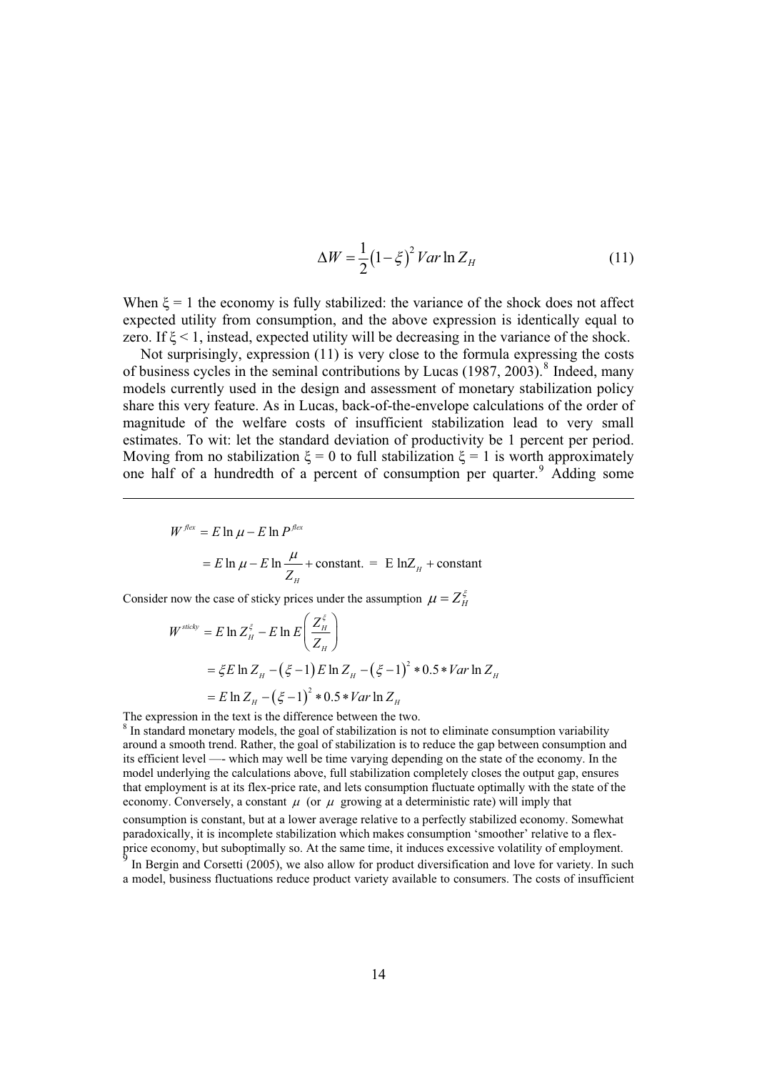$$\Delta W = \frac{1}{2}(1-\xi)^2 Var \ln Z_H \tag{11}$$

When $\xi = 1$ the economy is fully stabilized: the variance of the shock does not affect expected utility from consumption, and the above expression is identically equal to zero. If $\xi < 1$, instead, expected utility will be decreasing in the variance of the shock.

Not surprisingly, expression (11) is very close to the formula expressing the costs of business cycles in the seminal contributions by Lucas (1987, 2003).[8] Indeed, many models currently used in the design and assessment of monetary stabilization policy share this very feature. As in Lucas, back-of-the-envelope calculations of the order of magnitude of the welfare costs of insufficient stabilization lead to very small estimates. To wit: let the standard deviation of productivity be 1 percent per period. Moving from no stabilization $\xi = 0$ to full stabilization $\xi = 1$ is worth approximately one half of a hundredth of a percent of consumption per quarter.[9] Adding some

---

$$W^{flex} = E\ln\mu - E\ln P^{flex}$$

$$= E\ln\mu - E\ln\frac{\mu}{Z_H} + \text{constant.} = \text{E} \ln Z_H + \text{constant}$$

Consider now the case of sticky prices under the assumption $\mu = Z_H^{\xi}$

$$W^{sticky} = E\ln Z_H^{\xi} - E\ln E\left(\frac{Z_H^{\xi}}{Z_H}\right)$$

$$= \xi E\ln Z_H - (\xi - 1)E\ln Z_H - (\xi-1)^2 * 0.5 * Var\ln Z_H$$

$$= E\ln Z_H - (\xi-1)^2 * 0.5 * Var\ln Z_H$$

The expression in the text is the difference between the two.

[8] In standard monetary models, the goal of stabilization is not to eliminate consumption variability around a smooth trend. Rather, the goal of stabilization is to reduce the gap between consumption and its efficient level —- which may well be time varying depending on the state of the economy. In the model underlying the calculations above, full stabilization completely closes the output gap, ensures that employment is at its flex-price rate, and lets consumption fluctuate optimally with the state of the economy. Conversely, a constant $\mu$ (or $\mu$ growing at a deterministic rate) will imply that consumption is constant, but at a lower average relative to a perfectly stabilized economy. Somewhat paradoxically, it is incomplete stabilization which makes consumption 'smoother' relative to a flex-price economy, but suboptimally so. At the same time, it induces excessive volatility of employment.

[9] In Bergin and Corsetti (2005), we also allow for product diversification and love for variety. In such a model, business fluctuations reduce product variety available to consumers. The costs of insufficient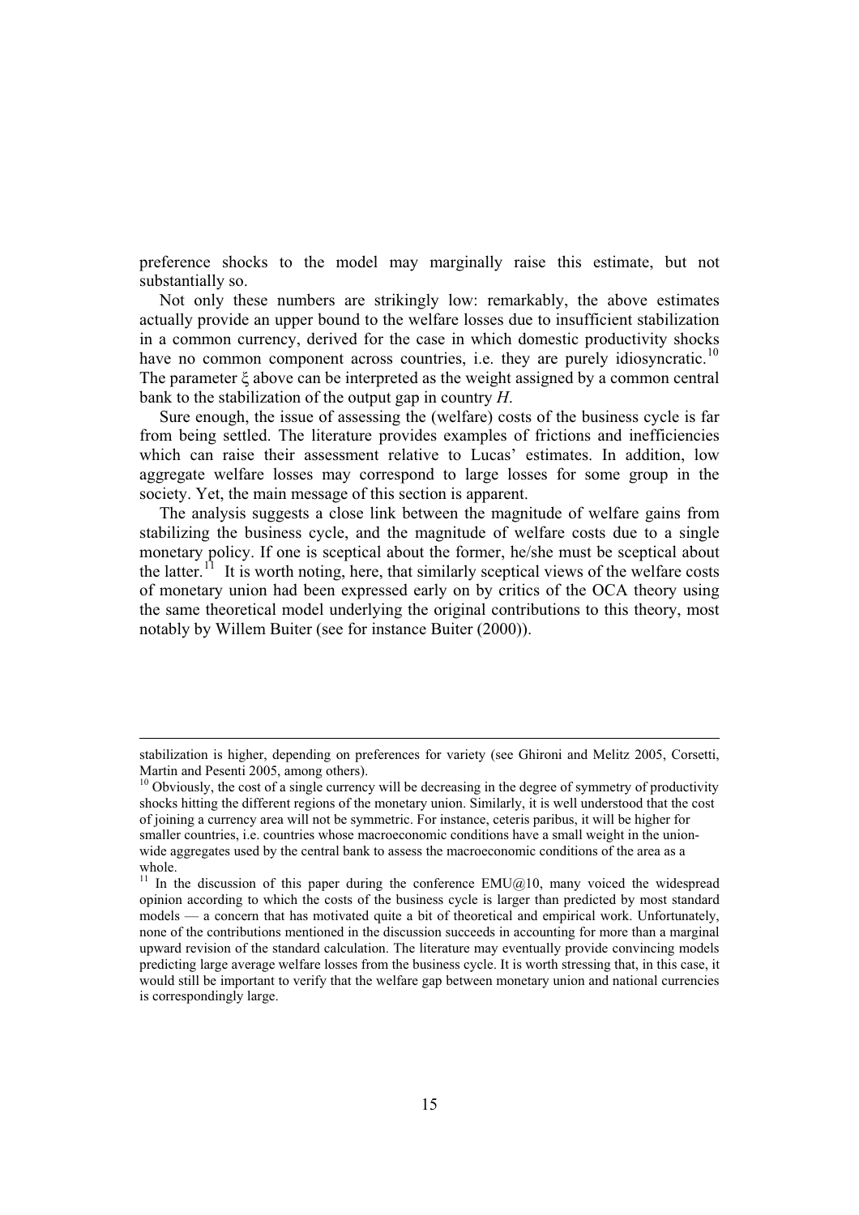preference shocks to the model may marginally raise this estimate, but not substantially so.

Not only these numbers are strikingly low: remarkably, the above estimates actually provide an upper bound to the welfare losses due to insufficient stabilization in a common currency, derived for the case in which domestic productivity shocks have no common component across countries, i.e. they are purely idiosyncratic.[10] The parameter $\xi$ above can be interpreted as the weight assigned by a common central bank to the stabilization of the output gap in country $H$.

Sure enough, the issue of assessing the (welfare) costs of the business cycle is far from being settled. The literature provides examples of frictions and inefficiencies which can raise their assessment relative to Lucas' estimates. In addition, low aggregate welfare losses may correspond to large losses for some group in the society. Yet, the main message of this section is apparent.

The analysis suggests a close link between the magnitude of welfare gains from stabilizing the business cycle, and the magnitude of welfare costs due to a single monetary policy. If one is sceptical about the former, he/she must be sceptical about the latter.[11] It is worth noting, here, that similarly sceptical views of the welfare costs of monetary union had been expressed early on by critics of the OCA theory using the same theoretical model underlying the original contributions to this theory, most notably by Willem Buiter (see for instance Buiter (2000)).

---

stabilization is higher, depending on preferences for variety (see Ghironi and Melitz 2005, Corsetti, Martin and Pesenti 2005, among others).

[10] Obviously, the cost of a single currency will be decreasing in the degree of symmetry of productivity shocks hitting the different regions of the monetary union. Similarly, it is well understood that the cost of joining a currency area will not be symmetric. For instance, ceteris paribus, it will be higher for smaller countries, i.e. countries whose macroeconomic conditions have a small weight in the union-wide aggregates used by the central bank to assess the macroeconomic conditions of the area as a whole.

[11] In the discussion of this paper during the conference EMU@10, many voiced the widespread opinion according to which the costs of the business cycle is larger than predicted by most standard models — a concern that has motivated quite a bit of theoretical and empirical work. Unfortunately, none of the contributions mentioned in the discussion succeeds in accounting for more than a marginal upward revision of the standard calculation. The literature may eventually provide convincing models predicting large average welfare losses from the business cycle. It is worth stressing that, in this case, it would still be important to verify that the welfare gap between monetary union and national currencies is correspondingly large.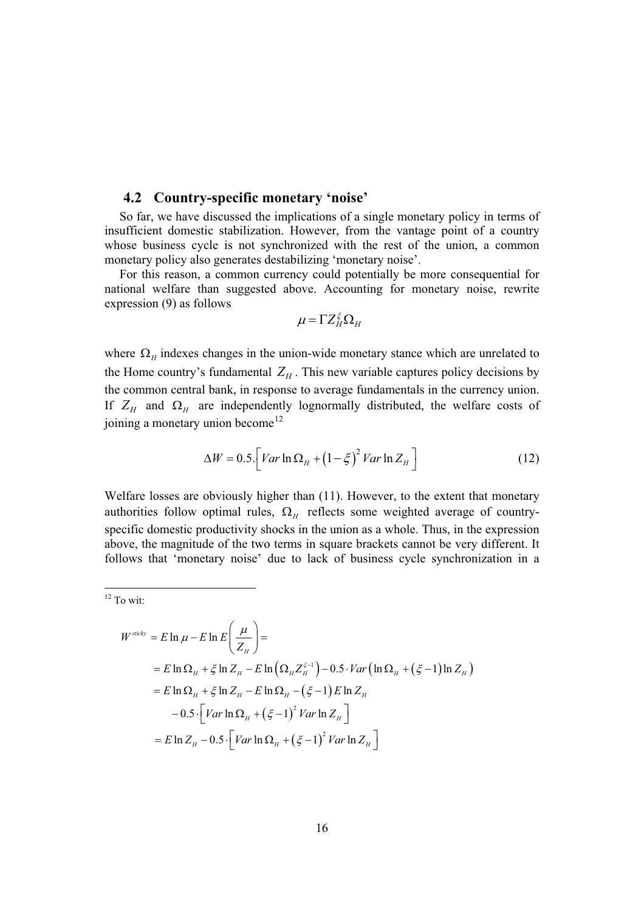### 4.2 Country-specific monetary 'noise'

So far, we have discussed the implications of a single monetary policy in terms of insufficient domestic stabilization. However, from the vantage point of a country whose business cycle is not synchronized with the rest of the union, a common monetary policy also generates destabilizing 'monetary noise'.

For this reason, a common currency could potentially be more consequential for national welfare than suggested above. Accounting for monetary noise, rewrite expression (9) as follows

$$\mu = \Gamma Z_H^{\xi} \Omega_H$$

where $\Omega_H$ indexes changes in the union-wide monetary stance which are unrelated to the Home country's fundamental $Z_H$. This new variable captures policy decisions by the common central bank, in response to average fundamentals in the currency union. If $Z_H$ and $\Omega_H$ are independently lognormally distributed, the welfare costs of joining a monetary union become[12]

$$\Delta W = 0.5.\left[ Var \ln \Omega_H + \left(1-\xi\right)^2 Var \ln Z_H \right] \tag{12}$$

Welfare losses are obviously higher than (11). However, to the extent that monetary authorities follow optimal rules, $\Omega_H$ reflects some weighted average of country-specific domestic productivity shocks in the union as a whole. Thus, in the expression above, the magnitude of the two terms in square brackets cannot be very different. It follows that 'monetary noise' due to lack of business cycle synchronization in a

---

[12] To wit:

$$
\begin{aligned}
W^{sticky} &= E \ln \mu - E \ln E\left( \frac{\mu}{Z_H} \right) = \\
&= E \ln \Omega_H + \xi \ln Z_H - E \ln \left( \Omega_H Z_H^{\xi-1} \right) - 0.5 \cdot Var\left( \ln \Omega_H + \left(\xi - 1\right) \ln Z_H \right) \\
&= E \ln \Omega_H + \xi \ln Z_H - E \ln \Omega_H - \left(\xi - 1\right) E \ln Z_H \\
&\quad - 0.5 \cdot \left[ Var \ln \Omega_H + \left(\xi - 1\right)^2 Var \ln Z_H \right] \\
&= E \ln Z_H - 0.5 \cdot \left[ Var \ln \Omega_H + \left(\xi - 1\right)^2 Var \ln Z_H \right]
\end{aligned}
$$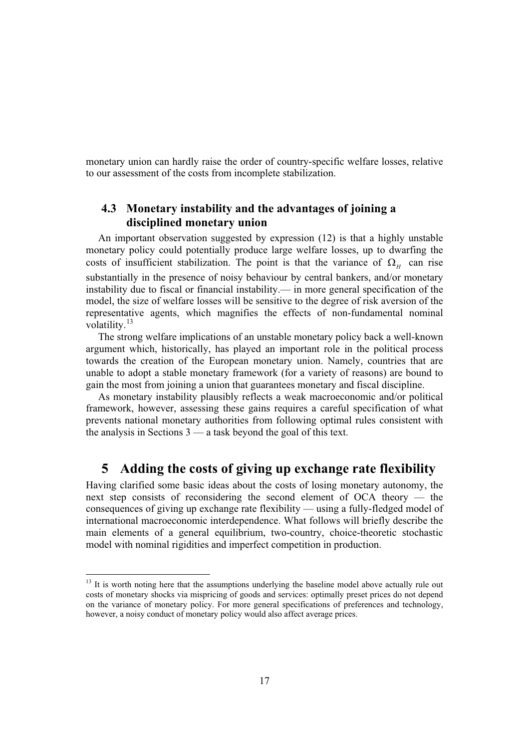monetary union can hardly raise the order of country-specific welfare losses, relative to our assessment of the costs from incomplete stabilization.

### 4.3 Monetary instability and the advantages of joining a disciplined monetary union

An important observation suggested by expression (12) is that a highly unstable monetary policy could potentially produce large welfare losses, up to dwarfing the costs of insufficient stabilization. The point is that the variance of $\Omega_H$ can rise substantially in the presence of noisy behaviour by central bankers, and/or monetary instability due to fiscal or financial instability.— in more general specification of the model, the size of welfare losses will be sensitive to the degree of risk aversion of the representative agents, which magnifies the effects of non-fundamental nominal volatility.[13]

The strong welfare implications of an unstable monetary policy back a well-known argument which, historically, has played an important role in the political process towards the creation of the European monetary union. Namely, countries that are unable to adopt a stable monetary framework (for a variety of reasons) are bound to gain the most from joining a union that guarantees monetary and fiscal discipline.

As monetary instability plausibly reflects a weak macroeconomic and/or political framework, however, assessing these gains requires a careful specification of what prevents national monetary authorities from following optimal rules consistent with the analysis in Sections 3 — a task beyond the goal of this text.

## 5 Adding the costs of giving up exchange rate flexibility

Having clarified some basic ideas about the costs of losing monetary autonomy, the next step consists of reconsidering the second element of OCA theory — the consequences of giving up exchange rate flexibility — using a fully-fledged model of international macroeconomic interdependence. What follows will briefly describe the main elements of a general equilibrium, two-country, choice-theoretic stochastic model with nominal rigidities and imperfect competition in production.

[13] It is worth noting here that the assumptions underlying the baseline model above actually rule out costs of monetary shocks via mispricing of goods and services: optimally preset prices do not depend on the variance of monetary policy. For more general specifications of preferences and technology, however, a noisy conduct of monetary policy would also affect average prices.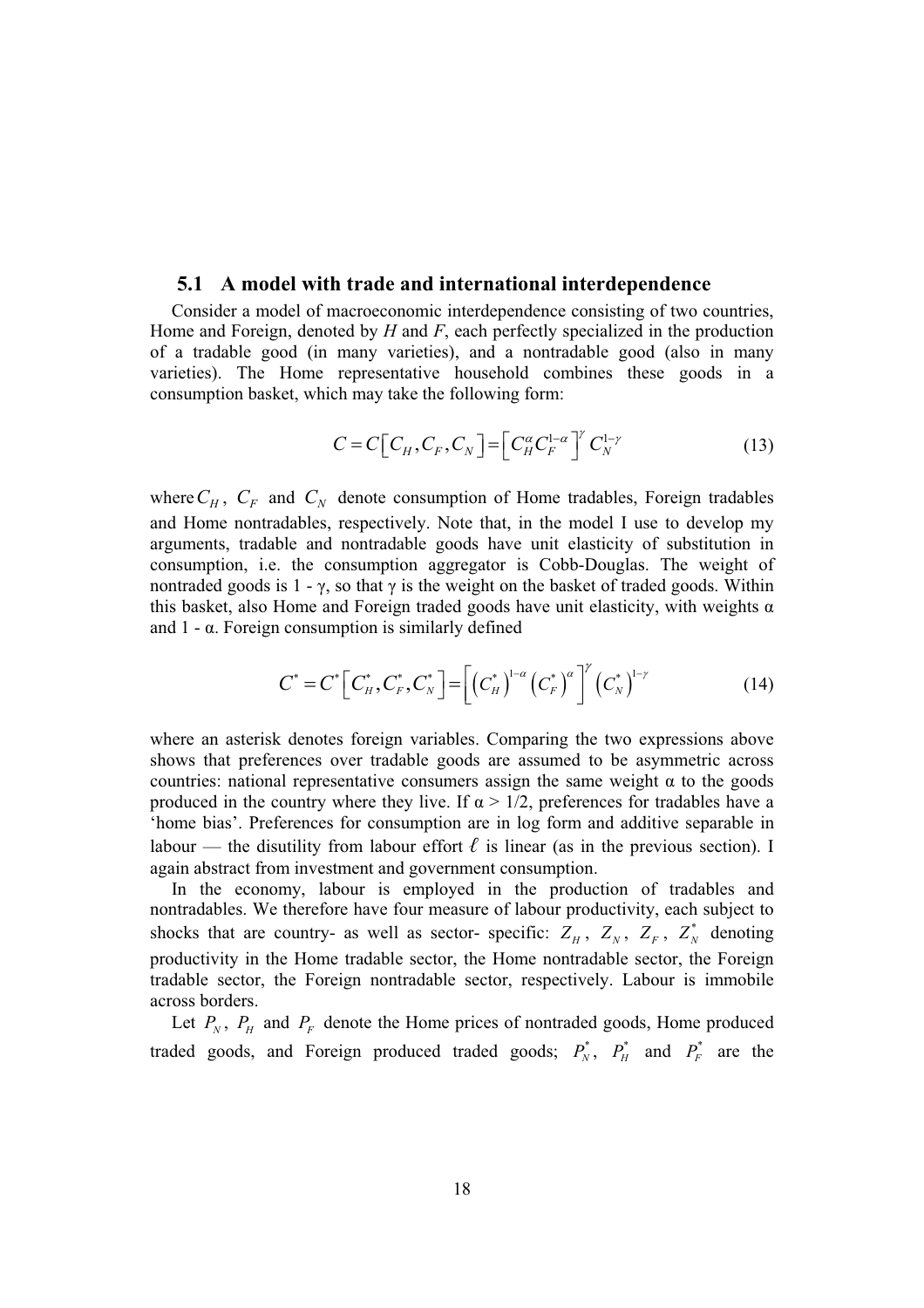### 5.1 A model with trade and international interdependence

Consider a model of macroeconomic interdependence consisting of two countries, Home and Foreign, denoted by *H* and *F*, each perfectly specialized in the production of a tradable good (in many varieties), and a nontradable good (also in many varieties). The Home representative household combines these goods in a consumption basket, which may take the following form:

$$C = C\left[C_H, C_F, C_N\right] = \left[C_H^{\alpha} C_F^{1-\alpha}\right]^{\gamma} C_N^{1-\gamma} \tag{13}$$

where $C_H$, $C_F$ and $C_N$ denote consumption of Home tradables, Foreign tradables and Home nontradables, respectively. Note that, in the model I use to develop my arguments, tradable and nontradable goods have unit elasticity of substitution in consumption, i.e. the consumption aggregator is Cobb-Douglas. The weight of nontraded goods is $1 - \gamma$, so that $\gamma$ is the weight on the basket of traded goods. Within this basket, also Home and Foreign traded goods have unit elasticity, with weights $\alpha$ and $1 - \alpha$. Foreign consumption is similarly defined

$$C^* = C^*\left[C_H^*, C_F^*, C_N^*\right] = \left[\left(C_H^*\right)^{1-\alpha}\left(C_F^*\right)^{\alpha}\right]^{\gamma}\left(C_N^*\right)^{1-\gamma} \tag{14}$$

where an asterisk denotes foreign variables. Comparing the two expressions above shows that preferences over tradable goods are assumed to be asymmetric across countries: national representative consumers assign the same weight $\alpha$ to the goods produced in the country where they live. If $\alpha > 1/2$, preferences for tradables have a 'home bias'. Preferences for consumption are in log form and additive separable in labour — the disutility from labour effort $\ell$ is linear (as in the previous section). I again abstract from investment and government consumption.

In the economy, labour is employed in the production of tradables and nontradables. We therefore have four measure of labour productivity, each subject to shocks that are country- as well as sector- specific: $Z_H$, $Z_N$, $Z_F$, $Z_N^*$ denoting productivity in the Home tradable sector, the Home nontradable sector, the Foreign tradable sector, the Foreign nontradable sector, respectively. Labour is immobile across borders.

Let $P_N$, $P_H$ and $P_F$ denote the Home prices of nontraded goods, Home produced traded goods, and Foreign produced traded goods; $P_N^*$, $P_H^*$ and $P_F^*$ are the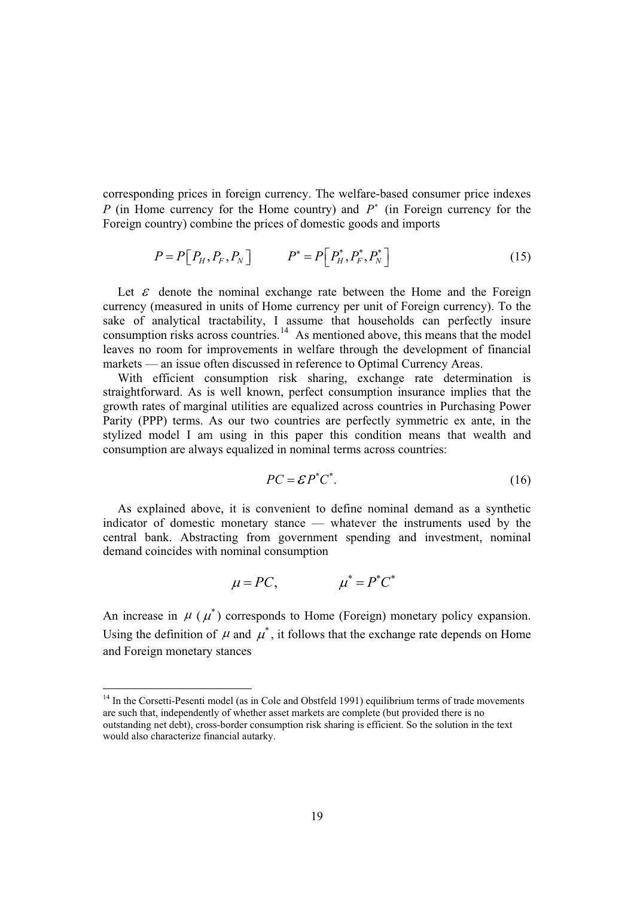corresponding prices in foreign currency. The welfare-based consumer price indexes $P$ (in Home currency for the Home country) and $P^*$ (in Foreign currency for the Foreign country) combine the prices of domestic goods and imports

$$P = P\left[P_H, P_F, P_N\right] \qquad P^* = P\left[P_H^*, P_F^*, P_N^*\right] \tag{15}$$

Let $\mathcal{E}$ denote the nominal exchange rate between the Home and the Foreign currency (measured in units of Home currency per unit of Foreign currency). To the sake of analytical tractability, I assume that households can perfectly insure consumption risks across countries.[14] As mentioned above, this means that the model leaves no room for improvements in welfare through the development of financial markets — an issue often discussed in reference to Optimal Currency Areas.

With efficient consumption risk sharing, exchange rate determination is straightforward. As is well known, perfect consumption insurance implies that the growth rates of marginal utilities are equalized across countries in Purchasing Power Parity (PPP) terms. As our two countries are perfectly symmetric ex ante, in the stylized model I am using in this paper this condition means that wealth and consumption are always equalized in nominal terms across countries:

$$PC = \mathcal{E}P^*C^*. \tag{16}$$

As explained above, it is convenient to define nominal demand as a synthetic indicator of domestic monetary stance — whatever the instruments used by the central bank. Abstracting from government spending and investment, nominal demand coincides with nominal consumption

$$\mu = PC, \qquad \mu^* = P^*C^*$$

An increase in $\mu$ ($\mu^*$) corresponds to Home (Foreign) monetary policy expansion. Using the definition of $\mu$ and $\mu^*$, it follows that the exchange rate depends on Home and Foreign monetary stances

[14] In the Corsetti-Pesenti model (as in Cole and Obstfeld 1991) equilibrium terms of trade movements are such that, independently of whether asset markets are complete (but provided there is no outstanding net debt), cross-border consumption risk sharing is efficient. So the solution in the text would also characterize financial autarky.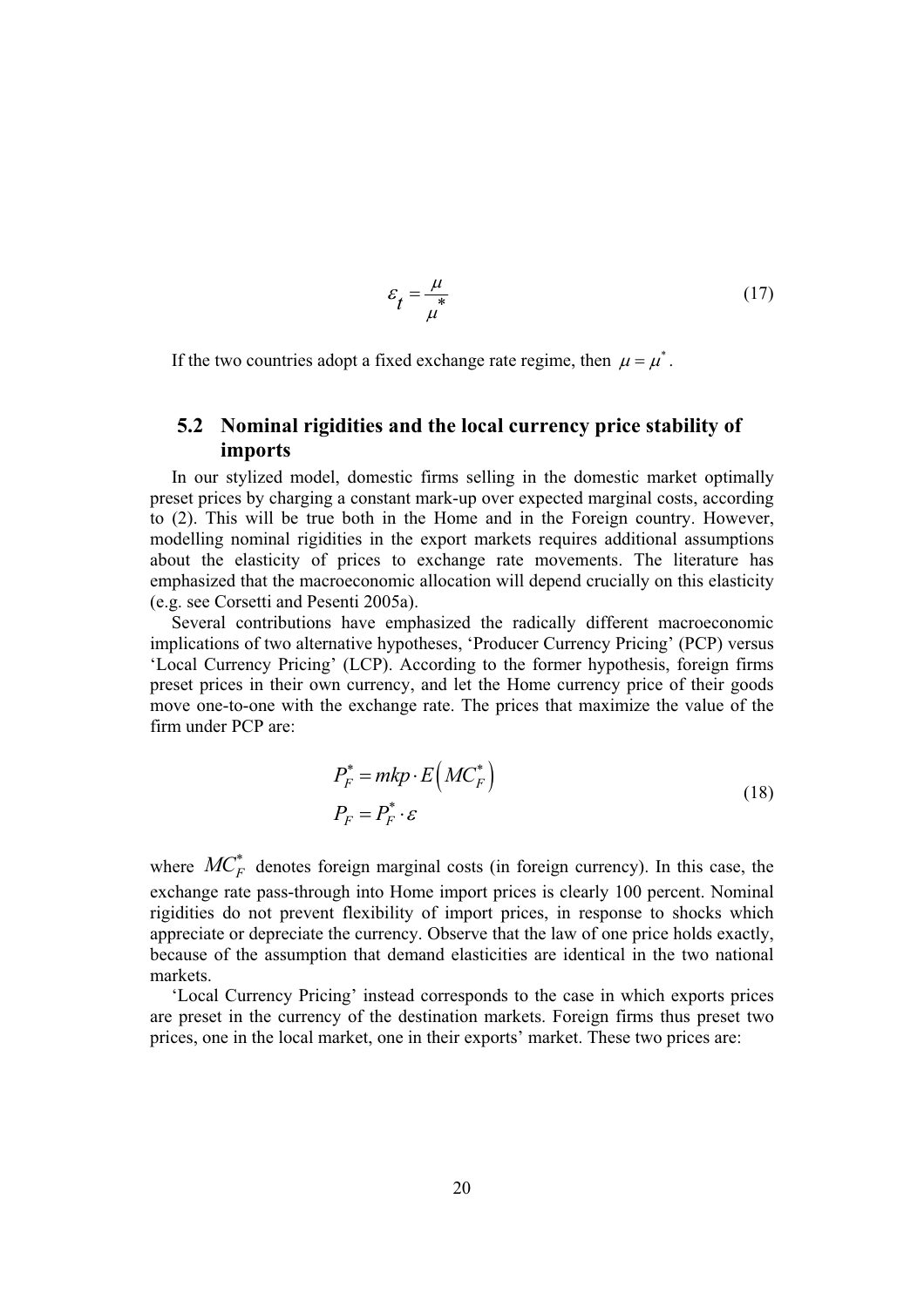$$\varepsilon_t = \frac{\mu}{\mu^*} \tag{17}$$

If the two countries adopt a fixed exchange rate regime, then $\mu = \mu^*$.

## 5.2 Nominal rigidities and the local currency price stability of imports

In our stylized model, domestic firms selling in the domestic market optimally preset prices by charging a constant mark-up over expected marginal costs, according to (2). This will be true both in the Home and in the Foreign country. However, modelling nominal rigidities in the export markets requires additional assumptions about the elasticity of prices to exchange rate movements. The literature has emphasized that the macroeconomic allocation will depend crucially on this elasticity (e.g. see Corsetti and Pesenti 2005a).

Several contributions have emphasized the radically different macroeconomic implications of two alternative hypotheses, 'Producer Currency Pricing' (PCP) versus 'Local Currency Pricing' (LCP). According to the former hypothesis, foreign firms preset prices in their own currency, and let the Home currency price of their goods move one-to-one with the exchange rate. The prices that maximize the value of the firm under PCP are:

$$
\begin{aligned}
P_F^* &= mkp \cdot E\left(MC_F^*\right) \\
P_F &= P_F^* \cdot \varepsilon
\end{aligned}
\tag{18}
$$

where $MC_F^*$ denotes foreign marginal costs (in foreign currency). In this case, the exchange rate pass-through into Home import prices is clearly 100 percent. Nominal rigidities do not prevent flexibility of import prices, in response to shocks which appreciate or depreciate the currency. Observe that the law of one price holds exactly, because of the assumption that demand elasticities are identical in the two national markets.

'Local Currency Pricing' instead corresponds to the case in which exports prices are preset in the currency of the destination markets. Foreign firms thus preset two prices, one in the local market, one in their exports' market. These two prices are: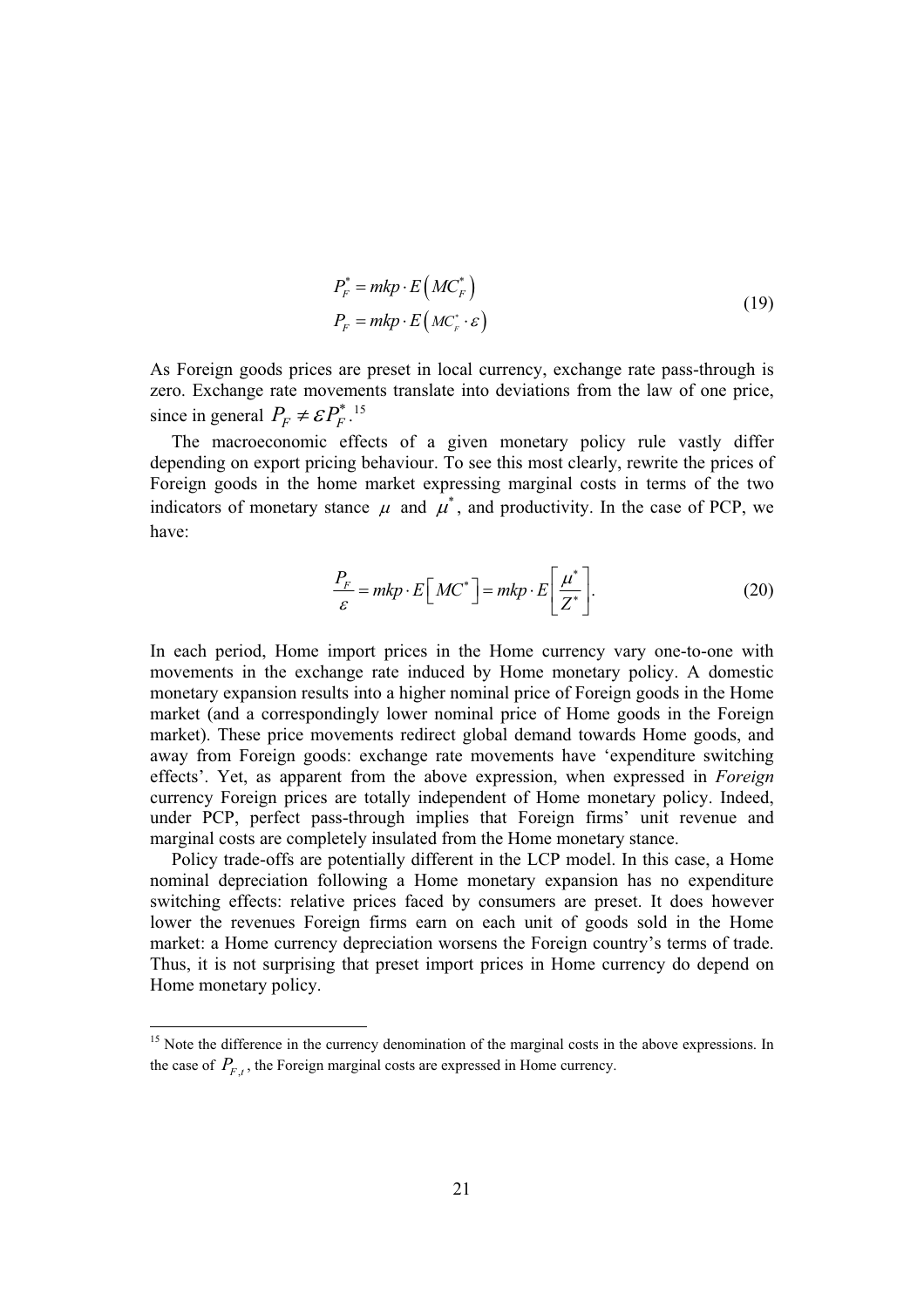$$
\begin{aligned}
P_F^* &= mkp \cdot E\left(MC_F^*\right) \\
P_F &= mkp \cdot E\left(MC_F^* \cdot \varepsilon\right)
\end{aligned}
\tag{19}
$$

As Foreign goods prices are preset in local currency, exchange rate pass-through is zero. Exchange rate movements translate into deviations from the law of one price, since in general $P_F \neq \varepsilon P_F^*$. [15]

The macroeconomic effects of a given monetary policy rule vastly differ depending on export pricing behaviour. To see this most clearly, rewrite the prices of Foreign goods in the home market expressing marginal costs in terms of the two indicators of monetary stance $\mu$ and $\mu^*$, and productivity. In the case of PCP, we have:

$$
\frac{P_F}{\varepsilon} = mkp \cdot E\left[MC^*\right] = mkp \cdot E\left[\frac{\mu^*}{Z^*}\right]. \tag{20}
$$

In each period, Home import prices in the Home currency vary one-to-one with movements in the exchange rate induced by Home monetary policy. A domestic monetary expansion results into a higher nominal price of Foreign goods in the Home market (and a correspondingly lower nominal price of Home goods in the Foreign market). These price movements redirect global demand towards Home goods, and away from Foreign goods: exchange rate movements have 'expenditure switching effects'. Yet, as apparent from the above expression, when expressed in *Foreign* currency Foreign prices are totally independent of Home monetary policy. Indeed, under PCP, perfect pass-through implies that Foreign firms' unit revenue and marginal costs are completely insulated from the Home monetary stance.

Policy trade-offs are potentially different in the LCP model. In this case, a Home nominal depreciation following a Home monetary expansion has no expenditure switching effects: relative prices faced by consumers are preset. It does however lower the revenues Foreign firms earn on each unit of goods sold in the Home market: a Home currency depreciation worsens the Foreign country's terms of trade. Thus, it is not surprising that preset import prices in Home currency do depend on Home monetary policy.

[15] Note the difference in the currency denomination of the marginal costs in the above expressions. In the case of $P_{F,t}$, the Foreign marginal costs are expressed in Home currency.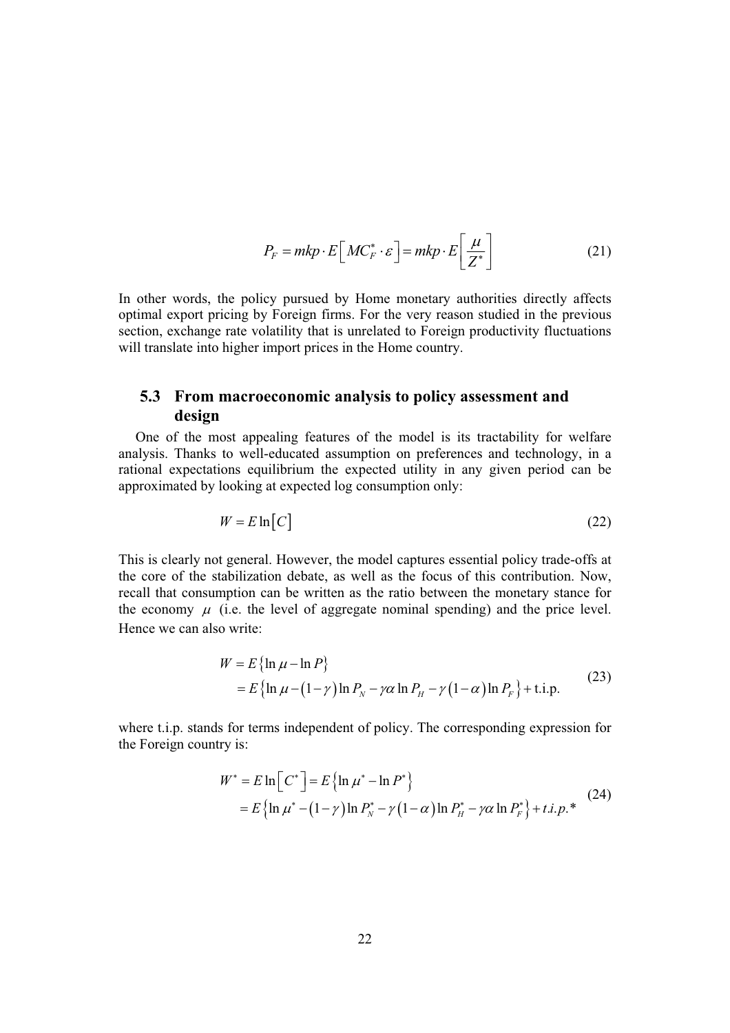$$P_F = mkp \cdot E\left[ MC_F^* \cdot \varepsilon \right] = mkp \cdot E\left[ \frac{\mu}{Z^*} \right] \tag{21}$$

In other words, the policy pursued by Home monetary authorities directly affects optimal export pricing by Foreign firms. For the very reason studied in the previous section, exchange rate volatility that is unrelated to Foreign productivity fluctuations will translate into higher import prices in the Home country.

### 5.3 From macroeconomic analysis to policy assessment and design

One of the most appealing features of the model is its tractability for welfare analysis. Thanks to well-educated assumption on preferences and technology, in a rational expectations equilibrium the expected utility in any given period can be approximated by looking at expected log consumption only:

$$W = E\ln\left[C\right] \tag{22}$$

This is clearly not general. However, the model captures essential policy trade-offs at the core of the stabilization debate, as well as the focus of this contribution. Now, recall that consumption can be written as the ratio between the monetary stance for the economy $\mu$ (i.e. the level of aggregate nominal spending) and the price level. Hence we can also write:

$$\begin{aligned} W &= E\left\{\ln \mu - \ln P\right\} \\ &= E\left\{\ln \mu - \left(1-\gamma\right)\ln P_N - \gamma\alpha \ln P_H - \gamma\left(1-\alpha\right)\ln P_F\right\} + \text{t.i.p.} \end{aligned} \tag{23}$$

where t.i.p. stands for terms independent of policy. The corresponding expression for the Foreign country is:

$$\begin{aligned} W^* &= E\ln\left[C^*\right] = E\left\{\ln \mu^* - \ln P^*\right\} \\ &= E\left\{\ln \mu^* - \left(1-\gamma\right)\ln P_N^* - \gamma\left(1-\alpha\right)\ln P_H^* - \gamma\alpha \ln P_F^*\right\} + t.i.p.^* \end{aligned} \tag{24}$$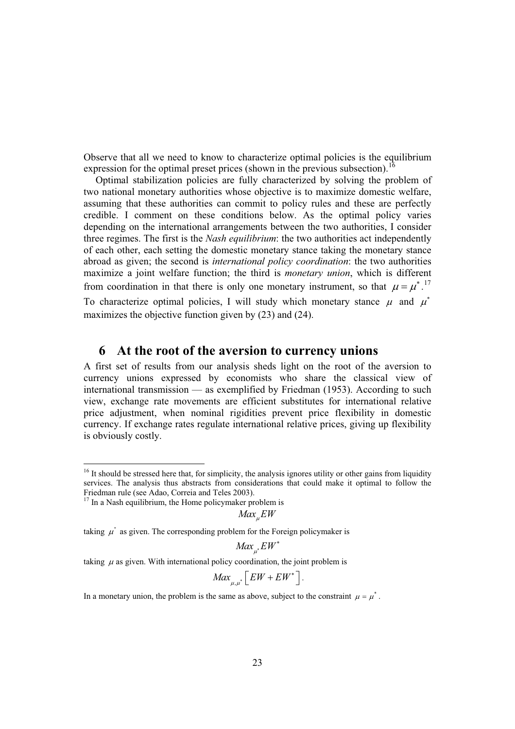Observe that all we need to know to characterize optimal policies is the equilibrium expression for the optimal preset prices (shown in the previous subsection).[16]

Optimal stabilization policies are fully characterized by solving the problem of two national monetary authorities whose objective is to maximize domestic welfare, assuming that these authorities can commit to policy rules and these are perfectly credible. I comment on these conditions below. As the optimal policy varies depending on the international arrangements between the two authorities, I consider three regimes. The first is the *Nash equilibrium*: the two authorities act independently of each other, each setting the domestic monetary stance taking the monetary stance abroad as given; the second is *international policy coordination*: the two authorities maximize a joint welfare function; the third is *monetary union*, which is different from coordination in that there is only one monetary instrument, so that $\mu = \mu^*$.[17] To characterize optimal policies, I will study which monetary stance $\mu$ and $\mu^*$ maximizes the objective function given by (23) and (24).

## 6 At the root of the aversion to currency unions

A first set of results from our analysis sheds light on the root of the aversion to currency unions expressed by economists who share the classical view of international transmission — as exemplified by Friedman (1953). According to such view, exchange rate movements are efficient substitutes for international relative price adjustment, when nominal rigidities prevent price flexibility in domestic currency. If exchange rates regulate international relative prices, giving up flexibility is obviously costly.

---

[16] It should be stressed here that, for simplicity, the analysis ignores utility or other gains from liquidity services. The analysis thus abstracts from considerations that could make it optimal to follow the Friedman rule (see Adao, Correia and Teles 2003).

[17] In a Nash equilibrium, the Home policymaker problem is

$$Max_{\mu} EW$$

taking $\mu^*$ as given. The corresponding problem for the Foreign policymaker is

$$Max_{\mu^*} EW^*$$

taking $\mu$ as given. With international policy coordination, the joint problem is

$$Max_{\mu,\mu^*} \left[ EW + EW^* \right].$$

In a monetary union, the problem is the same as above, subject to the constraint $\mu = \mu^*$.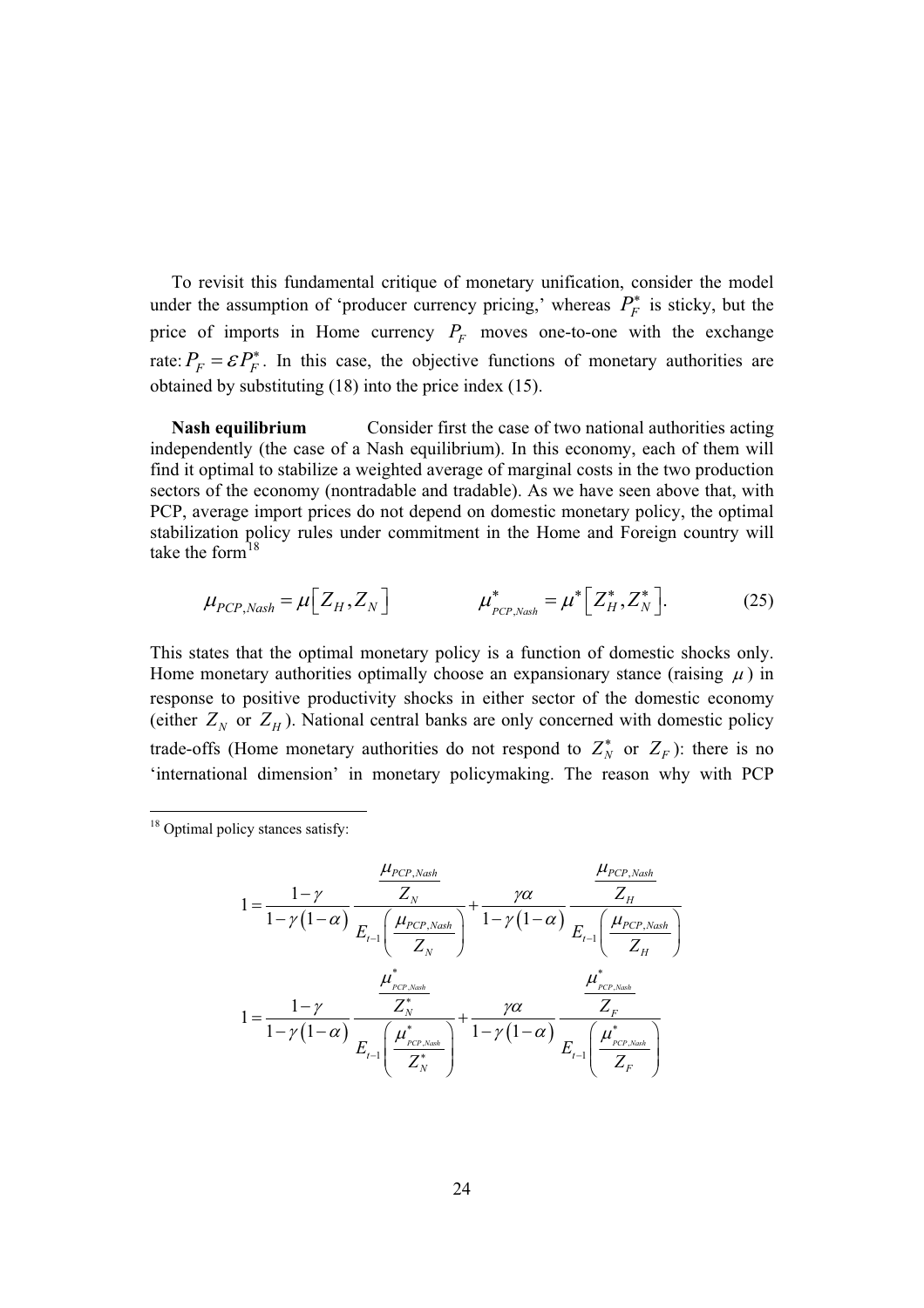To revisit this fundamental critique of monetary unification, consider the model under the assumption of 'producer currency pricing,' whereas $P_F^*$ is sticky, but the price of imports in Home currency $P_F$ moves one-to-one with the exchange rate: $P_F = \varepsilon P_F^*$. In this case, the objective functions of monetary authorities are obtained by substituting (18) into the price index (15).

**Nash equilibrium** Consider first the case of two national authorities acting independently (the case of a Nash equilibrium). In this economy, each of them will find it optimal to stabilize a weighted average of marginal costs in the two production sectors of the economy (nontradable and tradable). As we have seen above that, with PCP, average import prices do not depend on domestic monetary policy, the optimal stabilization policy rules under commitment in the Home and Foreign country will take the form[18]

$$\mu_{PCP,Nash} = \mu\left[Z_H, Z_N\right] \qquad \mu^*_{PCP,Nash} = \mu^*\left[Z_H^*, Z_N^*\right]. \tag{25}$$

This states that the optimal monetary policy is a function of domestic shocks only. Home monetary authorities optimally choose an expansionary stance (raising $\mu$) in response to positive productivity shocks in either sector of the domestic economy (either $Z_N$ or $Z_H$). National central banks are only concerned with domestic policy trade-offs (Home monetary authorities do not respond to $Z_N^*$ or $Z_F$): there is no 'international dimension' in monetary policymaking. The reason why with PCP

---

[18] Optimal policy stances satisfy:

$$1 = \frac{1-\gamma}{1-\gamma(1-\alpha)} \frac{\dfrac{\mu_{PCP,Nash}}{Z_N}}{E_{t-1}\left(\dfrac{\mu_{PCP,Nash}}{Z_N}\right)} + \frac{\gamma\alpha}{1-\gamma(1-\alpha)} \frac{\dfrac{\mu_{PCP,Nash}}{Z_H}}{E_{t-1}\left(\dfrac{\mu_{PCP,Nash}}{Z_H}\right)}$$

$$1 = \frac{1-\gamma}{1-\gamma(1-\alpha)} \frac{\dfrac{\mu^*_{PCP,Nash}}{Z_N^*}}{E_{t-1}\left(\dfrac{\mu^*_{PCP,Nash}}{Z_N^*}\right)} + \frac{\gamma\alpha}{1-\gamma(1-\alpha)} \frac{\dfrac{\mu^*_{PCP,Nash}}{Z_F}}{E_{t-1}\left(\dfrac{\mu^*_{PCP,Nash}}{Z_F}\right)}$$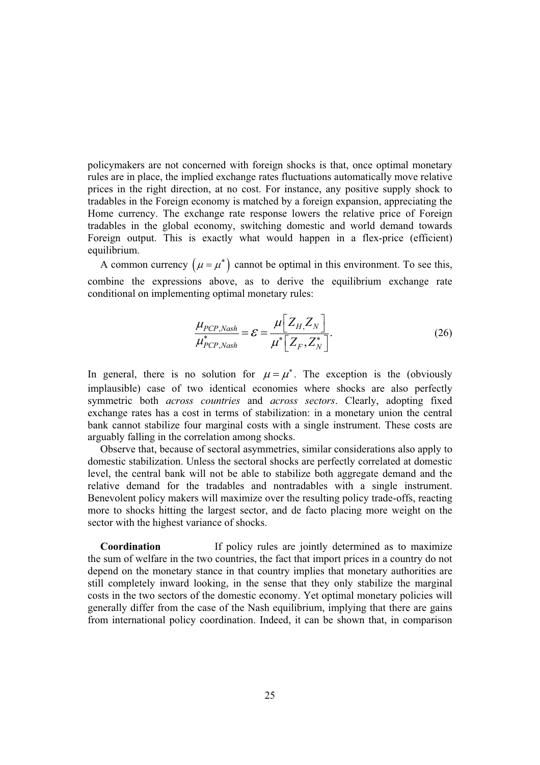policymakers are not concerned with foreign shocks is that, once optimal monetary rules are in place, the implied exchange rates fluctuations automatically move relative prices in the right direction, at no cost. For instance, any positive supply shock to tradables in the Foreign economy is matched by a foreign expansion, appreciating the Home currency. The exchange rate response lowers the relative price of Foreign tradables in the global economy, switching domestic and world demand towards Foreign output. This is exactly what would happen in a flex-price (efficient) equilibrium.

A common currency $\left(\mu = \mu^*\right)$ cannot be optimal in this environment. To see this, combine the expressions above, as to derive the equilibrium exchange rate conditional on implementing optimal monetary rules:

$$\frac{\mu_{PCP,Nash}}{\mu^*_{PCP,Nash}} = \varepsilon = \frac{\mu\left[Z_H, Z_N\right]}{\mu^*\left[Z_F, Z_N^*\right]}. \tag{26}$$

In general, there is no solution for $\mu = \mu^*$. The exception is the (obviously implausible) case of two identical economies where shocks are also perfectly symmetric both *across countries* and *across sectors*. Clearly, adopting fixed exchange rates has a cost in terms of stabilization: in a monetary union the central bank cannot stabilize four marginal costs with a single instrument. These costs are arguably falling in the correlation among shocks.

Observe that, because of sectoral asymmetries, similar considerations also apply to domestic stabilization. Unless the sectoral shocks are perfectly correlated at domestic level, the central bank will not be able to stabilize both aggregate demand and the relative demand for the tradables and nontradables with a single instrument. Benevolent policy makers will maximize over the resulting policy trade-offs, reacting more to shocks hitting the largest sector, and de facto placing more weight on the sector with the highest variance of shocks.

**Coordination** If policy rules are jointly determined as to maximize the sum of welfare in the two countries, the fact that import prices in a country do not depend on the monetary stance in that country implies that monetary authorities are still completely inward looking, in the sense that they only stabilize the marginal costs in the two sectors of the domestic economy. Yet optimal monetary policies will generally differ from the case of the Nash equilibrium, implying that there are gains from international policy coordination. Indeed, it can be shown that, in comparison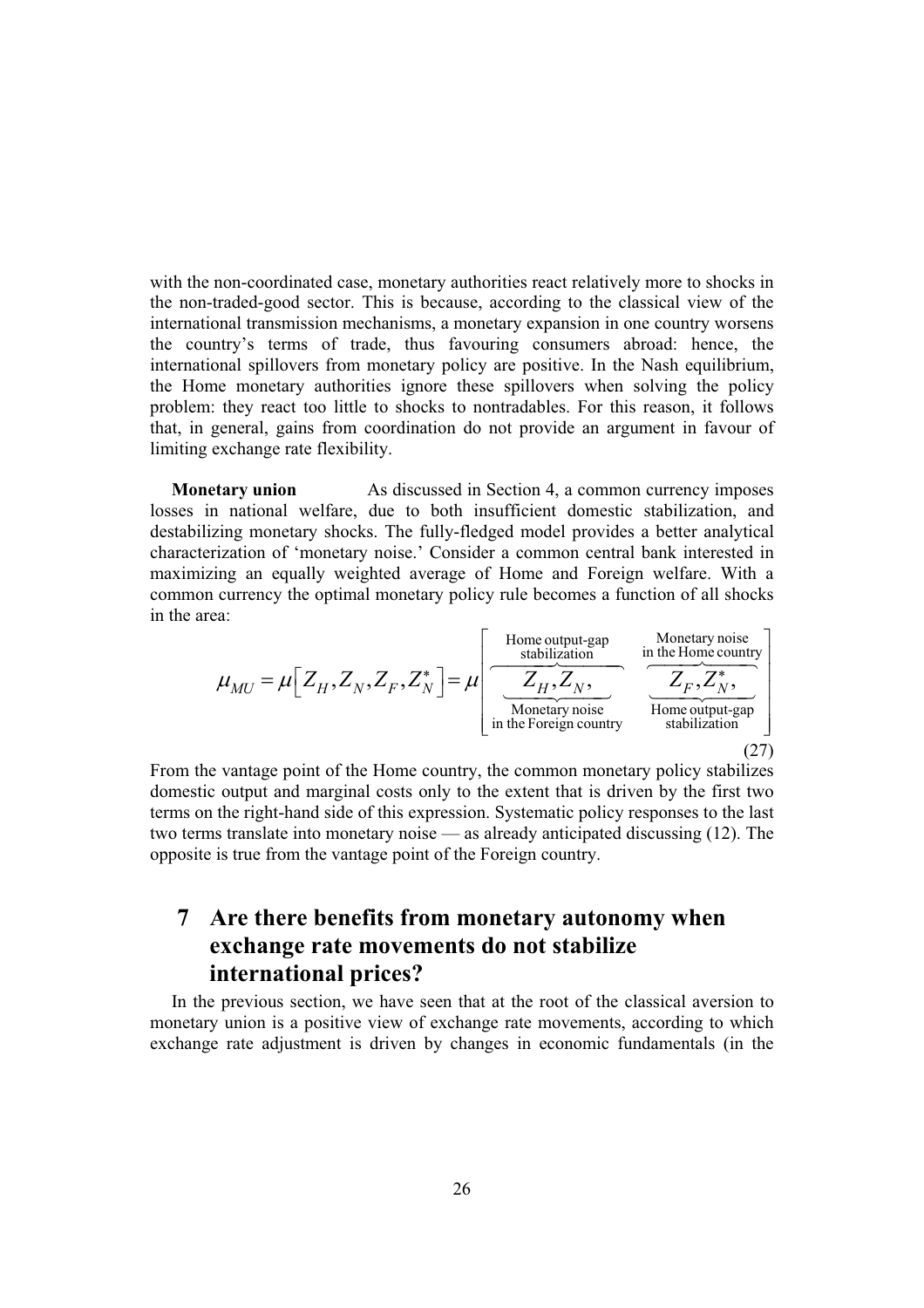with the non-coordinated case, monetary authorities react relatively more to shocks in the non-traded-good sector. This is because, according to the classical view of the international transmission mechanisms, a monetary expansion in one country worsens the country's terms of trade, thus favouring consumers abroad: hence, the international spillovers from monetary policy are positive. In the Nash equilibrium, the Home monetary authorities ignore these spillovers when solving the policy problem: they react too little to shocks to nontradables. For this reason, it follows that, in general, gains from coordination do not provide an argument in favour of limiting exchange rate flexibility.

**Monetary union** As discussed in Section 4, a common currency imposes losses in national welfare, due to both insufficient domestic stabilization, and destabilizing monetary shocks. The fully-fledged model provides a better analytical characterization of 'monetary noise.' Consider a common central bank interested in maximizing an equally weighted average of Home and Foreign welfare. With a common currency the optimal monetary policy rule becomes a function of all shocks in the area:

$$\mu_{MU} = \mu\left[Z_H, Z_N, Z_F, Z_N^*\right] = \mu\left[\underbrace{\overbrace{Z_H, Z_N,}^{\text{Home output-gap stabilization}}}_{\text{Monetary noise in the Foreign country}} \quad \underbrace{\overbrace{Z_F, Z_N^*,}^{\text{Monetary noise in the Home country}}}_{\text{Home output-gap stabilization}}\right] \tag{27}$$

From the vantage point of the Home country, the common monetary policy stabilizes domestic output and marginal costs only to the extent that is driven by the first two terms on the right-hand side of this expression. Systematic policy responses to the last two terms translate into monetary noise — as already anticipated discussing (12). The opposite is true from the vantage point of the Foreign country.

# 7 Are there benefits from monetary autonomy when exchange rate movements do not stabilize international prices?

In the previous section, we have seen that at the root of the classical aversion to monetary union is a positive view of exchange rate movements, according to which exchange rate adjustment is driven by changes in economic fundamentals (in the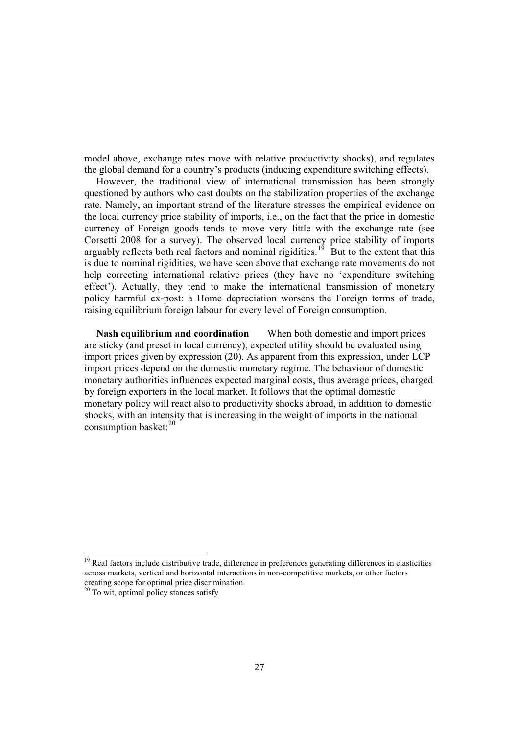model above, exchange rates move with relative productivity shocks), and regulates the global demand for a country's products (inducing expenditure switching effects).

However, the traditional view of international transmission has been strongly questioned by authors who cast doubts on the stabilization properties of the exchange rate. Namely, an important strand of the literature stresses the empirical evidence on the local currency price stability of imports, i.e., on the fact that the price in domestic currency of Foreign goods tends to move very little with the exchange rate (see Corsetti 2008 for a survey). The observed local currency price stability of imports arguably reflects both real factors and nominal rigidities.[19] But to the extent that this is due to nominal rigidities, we have seen above that exchange rate movements do not help correcting international relative prices (they have no 'expenditure switching effect'). Actually, they tend to make the international transmission of monetary policy harmful ex-post: a Home depreciation worsens the Foreign terms of trade, raising equilibrium foreign labour for every level of Foreign consumption.

**Nash equilibrium and coordination** When both domestic and import prices are sticky (and preset in local currency), expected utility should be evaluated using import prices given by expression (20). As apparent from this expression, under LCP import prices depend on the domestic monetary regime. The behaviour of domestic monetary authorities influences expected marginal costs, thus average prices, charged by foreign exporters in the local market. It follows that the optimal domestic monetary policy will react also to productivity shocks abroad, in addition to domestic shocks, with an intensity that is increasing in the weight of imports in the national consumption basket:[20]

---

[19] Real factors include distributive trade, difference in preferences generating differences in elasticities across markets, vertical and horizontal interactions in non-competitive markets, or other factors creating scope for optimal price discrimination.

[20] To wit, optimal policy stances satisfy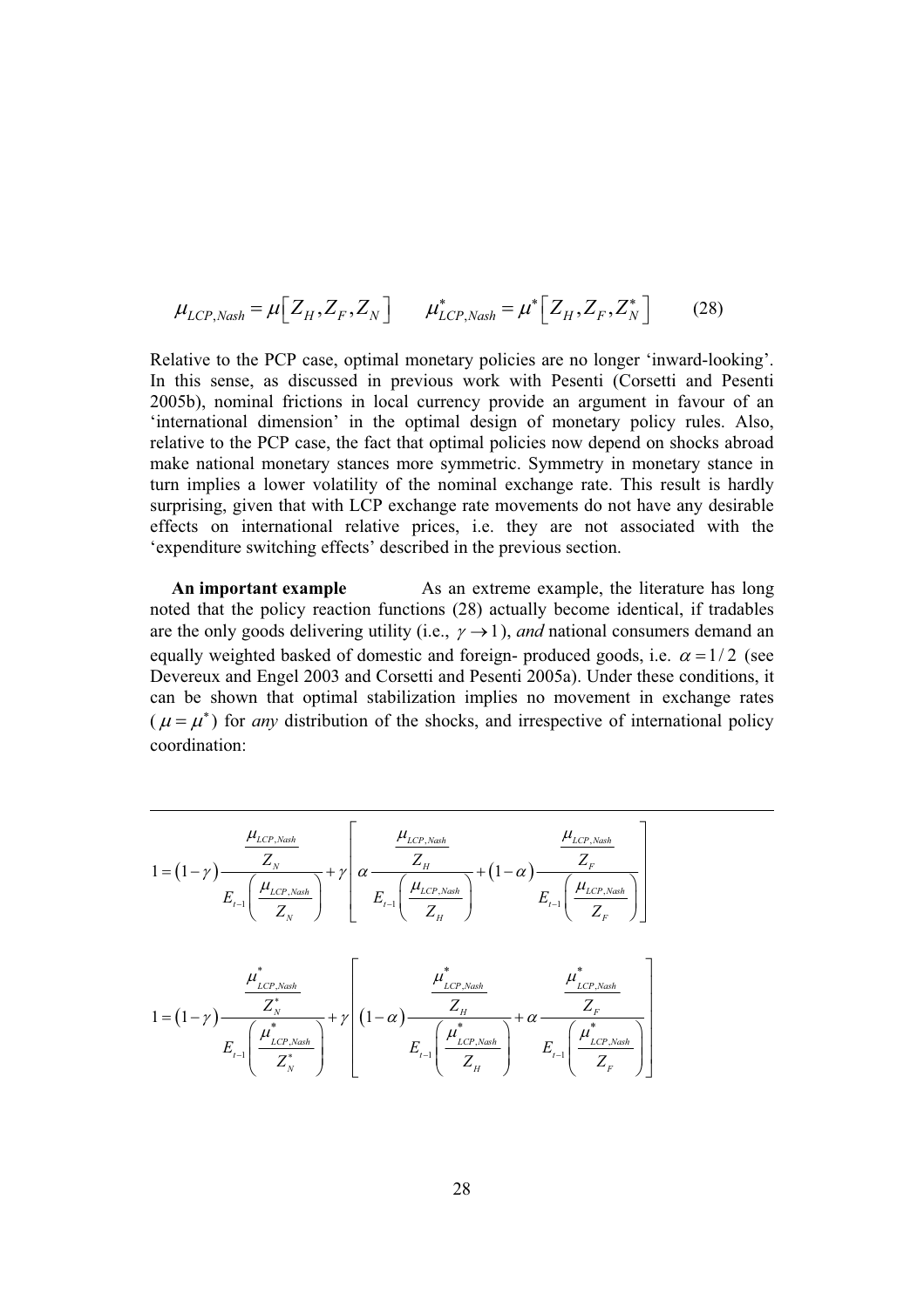$$\mu_{LCP,Nash} = \mu\left[Z_H, Z_F, Z_N\right] \qquad \mu^*_{LCP,Nash} = \mu^*\left[Z_H, Z_F, Z^*_N\right] \tag{28}$$

Relative to the PCP case, optimal monetary policies are no longer 'inward-looking'. In this sense, as discussed in previous work with Pesenti (Corsetti and Pesenti 2005b), nominal frictions in local currency provide an argument in favour of an 'international dimension' in the optimal design of monetary policy rules. Also, relative to the PCP case, the fact that optimal policies now depend on shocks abroad make national monetary stances more symmetric. Symmetry in monetary stance in turn implies a lower volatility of the nominal exchange rate. This result is hardly surprising, given that with LCP exchange rate movements do not have any desirable effects on international relative prices, i.e. they are not associated with the 'expenditure switching effects' described in the previous section.

**An important example** As an extreme example, the literature has long noted that the policy reaction functions (28) actually become identical, if tradables are the only goods delivering utility (i.e., $\gamma \to 1$), *and* national consumers demand an equally weighted basked of domestic and foreign- produced goods, i.e. $\alpha = 1/2$ (see Devereux and Engel 2003 and Corsetti and Pesenti 2005a). Under these conditions, it can be shown that optimal stabilization implies no movement in exchange rates ($\mu = \mu^*$) for *any* distribution of the shocks, and irrespective of international policy coordination:

---

$$1 = (1-\gamma)\frac{\dfrac{\mu_{LCP,Nash}}{Z_N}}{E_{t-1}\left(\dfrac{\mu_{LCP,Nash}}{Z_N}\right)} + \gamma\left[\alpha\frac{\dfrac{\mu_{LCP,Nash}}{Z_H}}{E_{t-1}\left(\dfrac{\mu_{LCP,Nash}}{Z_H}\right)} + (1-\alpha)\frac{\dfrac{\mu_{LCP,Nash}}{Z_F}}{E_{t-1}\left(\dfrac{\mu_{LCP,Nash}}{Z_F}\right)}\right]$$

$$1 = (1-\gamma)\frac{\dfrac{\mu^*_{LCP,Nash}}{Z^*_N}}{E_{t-1}\left(\dfrac{\mu^*_{LCP,Nash}}{Z^*_N}\right)} + \gamma\left[(1-\alpha)\frac{\dfrac{\mu^*_{LCP,Nash}}{Z_H}}{E_{t-1}\left(\dfrac{\mu^*_{LCP,Nash}}{Z_H}\right)} + \alpha\frac{\dfrac{\mu^*_{LCP,Nash}}{Z_F}}{E_{t-1}\left(\dfrac{\mu^*_{LCP,Nash}}{Z_F}\right)}\right]$$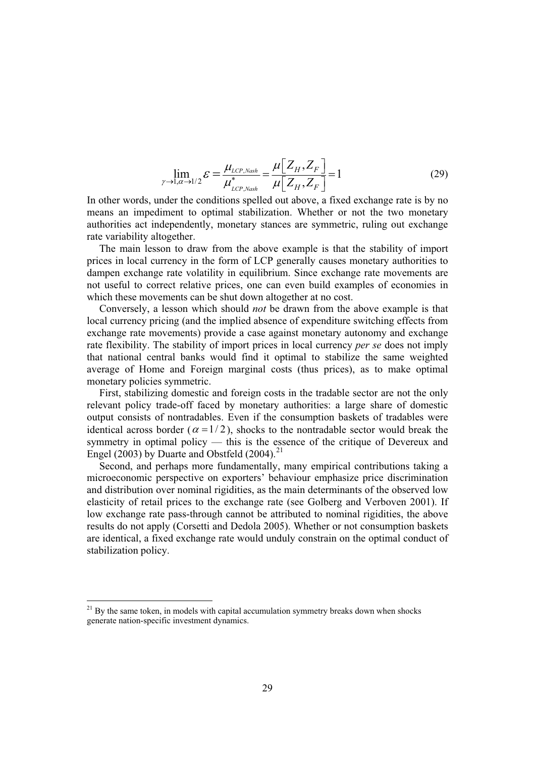$$\lim_{\gamma \to 1, \alpha \to 1/2} \varepsilon = \frac{\mu_{LCP,Nash}}{\mu^{*}_{LCP,Nash}} = \frac{\mu\left[Z_H, Z_F\right]}{\mu\left[Z_H, Z_F\right]} = 1 \tag{29}$$

In other words, under the conditions spelled out above, a fixed exchange rate is by no means an impediment to optimal stabilization. Whether or not the two monetary authorities act independently, monetary stances are symmetric, ruling out exchange rate variability altogether.

The main lesson to draw from the above example is that the stability of import prices in local currency in the form of LCP generally causes monetary authorities to dampen exchange rate volatility in equilibrium. Since exchange rate movements are not useful to correct relative prices, one can even build examples of economies in which these movements can be shut down altogether at no cost.

Conversely, a lesson which should *not* be drawn from the above example is that local currency pricing (and the implied absence of expenditure switching effects from exchange rate movements) provide a case against monetary autonomy and exchange rate flexibility. The stability of import prices in local currency *per se* does not imply that national central banks would find it optimal to stabilize the same weighted average of Home and Foreign marginal costs (thus prices), as to make optimal monetary policies symmetric.

First, stabilizing domestic and foreign costs in the tradable sector are not the only relevant policy trade-off faced by monetary authorities: a large share of domestic output consists of nontradables. Even if the consumption baskets of tradables were identical across border ($\alpha = 1/2$), shocks to the nontradable sector would break the symmetry in optimal policy — this is the essence of the critique of Devereux and Engel (2003) by Duarte and Obstfeld (2004).[21]

Second, and perhaps more fundamentally, many empirical contributions taking a microeconomic perspective on exporters' behaviour emphasize price discrimination and distribution over nominal rigidities, as the main determinants of the observed low elasticity of retail prices to the exchange rate (see Golberg and Verboven 2001). If low exchange rate pass-through cannot be attributed to nominal rigidities, the above results do not apply (Corsetti and Dedola 2005). Whether or not consumption baskets are identical, a fixed exchange rate would unduly constrain on the optimal conduct of stabilization policy.

---

[21] By the same token, in models with capital accumulation symmetry breaks down when shocks generate nation-specific investment dynamics.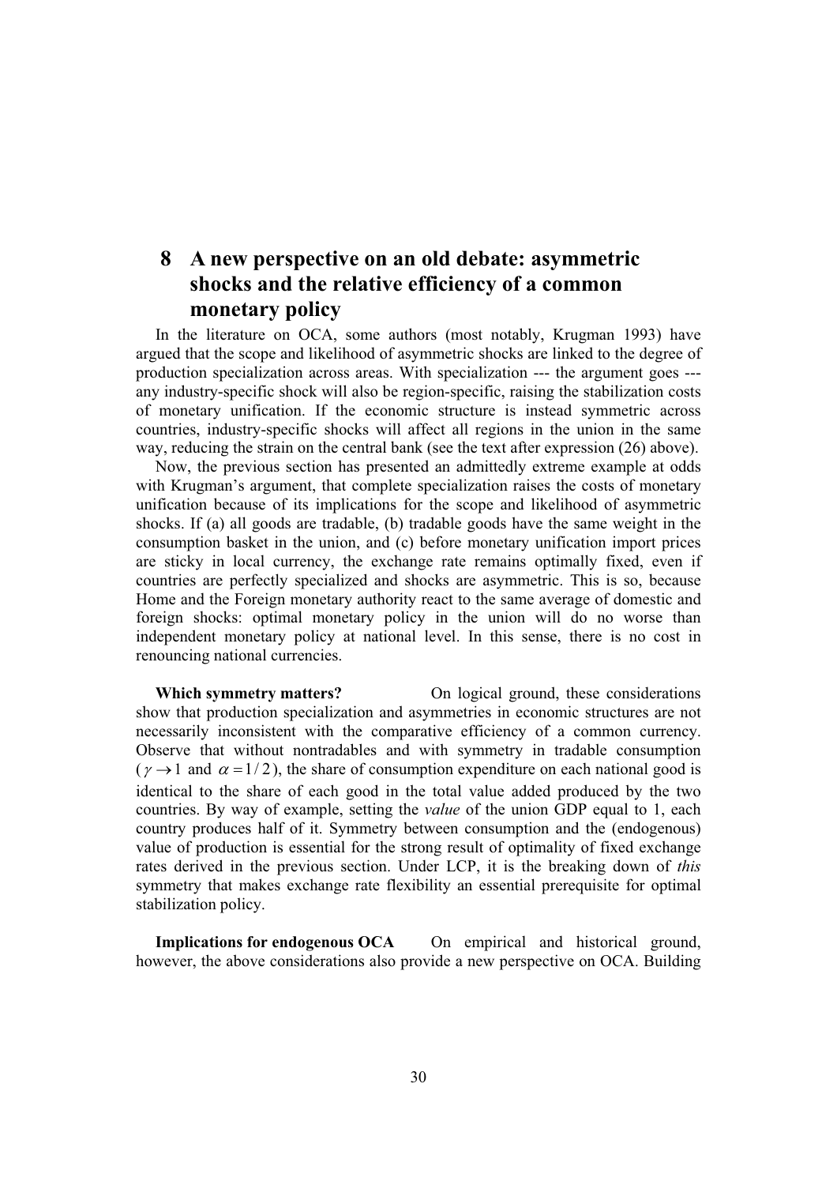# 8 A new perspective on an old debate: asymmetric shocks and the relative efficiency of a common monetary policy

In the literature on OCA, some authors (most notably, Krugman 1993) have argued that the scope and likelihood of asymmetric shocks are linked to the degree of production specialization across areas. With specialization --- the argument goes --- any industry-specific shock will also be region-specific, raising the stabilization costs of monetary unification. If the economic structure is instead symmetric across countries, industry-specific shocks will affect all regions in the union in the same way, reducing the strain on the central bank (see the text after expression (26) above).

Now, the previous section has presented an admittedly extreme example at odds with Krugman's argument, that complete specialization raises the costs of monetary unification because of its implications for the scope and likelihood of asymmetric shocks. If (a) all goods are tradable, (b) tradable goods have the same weight in the consumption basket in the union, and (c) before monetary unification import prices are sticky in local currency, the exchange rate remains optimally fixed, even if countries are perfectly specialized and shocks are asymmetric. This is so, because Home and the Foreign monetary authority react to the same average of domestic and foreign shocks: optimal monetary policy in the union will do no worse than independent monetary policy at national level. In this sense, there is no cost in renouncing national currencies.

**Which symmetry matters?** On logical ground, these considerations show that production specialization and asymmetries in economic structures are not necessarily inconsistent with the comparative efficiency of a common currency. Observe that without nontradables and with symmetry in tradable consumption ($\gamma \to 1$ and $\alpha = 1/2$), the share of consumption expenditure on each national good is identical to the share of each good in the total value added produced by the two countries. By way of example, setting the *value* of the union GDP equal to 1, each country produces half of it. Symmetry between consumption and the (endogenous) value of production is essential for the strong result of optimality of fixed exchange rates derived in the previous section. Under LCP, it is the breaking down of *this* symmetry that makes exchange rate flexibility an essential prerequisite for optimal stabilization policy.

**Implications for endogenous OCA** On empirical and historical ground, however, the above considerations also provide a new perspective on OCA. Building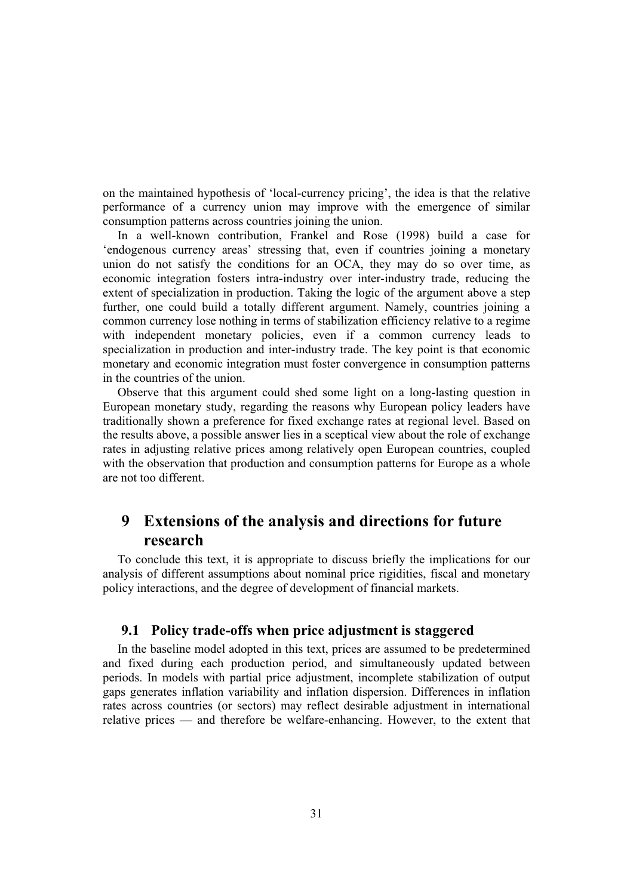on the maintained hypothesis of 'local-currency pricing', the idea is that the relative performance of a currency union may improve with the emergence of similar consumption patterns across countries joining the union.

In a well-known contribution, Frankel and Rose (1998) build a case for 'endogenous currency areas' stressing that, even if countries joining a monetary union do not satisfy the conditions for an OCA, they may do so over time, as economic integration fosters intra-industry over inter-industry trade, reducing the extent of specialization in production. Taking the logic of the argument above a step further, one could build a totally different argument. Namely, countries joining a common currency lose nothing in terms of stabilization efficiency relative to a regime with independent monetary policies, even if a common currency leads to specialization in production and inter-industry trade. The key point is that economic monetary and economic integration must foster convergence in consumption patterns in the countries of the union.

Observe that this argument could shed some light on a long-lasting question in European monetary study, regarding the reasons why European policy leaders have traditionally shown a preference for fixed exchange rates at regional level. Based on the results above, a possible answer lies in a sceptical view about the role of exchange rates in adjusting relative prices among relatively open European countries, coupled with the observation that production and consumption patterns for Europe as a whole are not too different.

# 9 Extensions of the analysis and directions for future research

To conclude this text, it is appropriate to discuss briefly the implications for our analysis of different assumptions about nominal price rigidities, fiscal and monetary policy interactions, and the degree of development of financial markets.

## 9.1 Policy trade-offs when price adjustment is staggered

In the baseline model adopted in this text, prices are assumed to be predetermined and fixed during each production period, and simultaneously updated between periods. In models with partial price adjustment, incomplete stabilization of output gaps generates inflation variability and inflation dispersion. Differences in inflation rates across countries (or sectors) may reflect desirable adjustment in international relative prices — and therefore be welfare-enhancing. However, to the extent that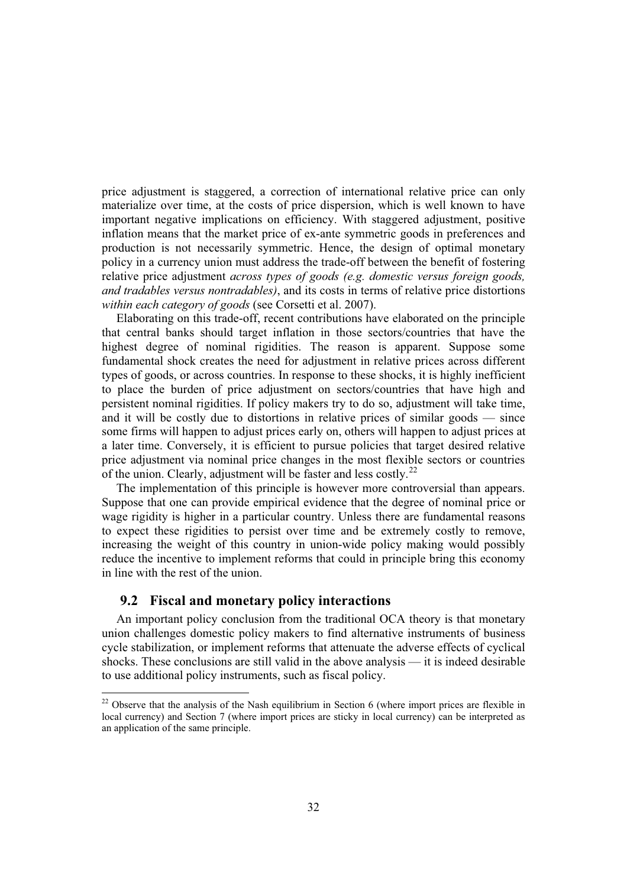price adjustment is staggered, a correction of international relative price can only materialize over time, at the costs of price dispersion, which is well known to have important negative implications on efficiency. With staggered adjustment, positive inflation means that the market price of ex-ante symmetric goods in preferences and production is not necessarily symmetric. Hence, the design of optimal monetary policy in a currency union must address the trade-off between the benefit of fostering relative price adjustment *across types of goods (e.g. domestic versus foreign goods, and tradables versus nontradables)*, and its costs in terms of relative price distortions *within each category of goods* (see Corsetti et al. 2007).

Elaborating on this trade-off, recent contributions have elaborated on the principle that central banks should target inflation in those sectors/countries that have the highest degree of nominal rigidities. The reason is apparent. Suppose some fundamental shock creates the need for adjustment in relative prices across different types of goods, or across countries. In response to these shocks, it is highly inefficient to place the burden of price adjustment on sectors/countries that have high and persistent nominal rigidities. If policy makers try to do so, adjustment will take time, and it will be costly due to distortions in relative prices of similar goods — since some firms will happen to adjust prices early on, others will happen to adjust prices at a later time. Conversely, it is efficient to pursue policies that target desired relative price adjustment via nominal price changes in the most flexible sectors or countries of the union. Clearly, adjustment will be faster and less costly.[22]

The implementation of this principle is however more controversial than appears. Suppose that one can provide empirical evidence that the degree of nominal price or wage rigidity is higher in a particular country. Unless there are fundamental reasons to expect these rigidities to persist over time and be extremely costly to remove, increasing the weight of this country in union-wide policy making would possibly reduce the incentive to implement reforms that could in principle bring this economy in line with the rest of the union.

## 9.2 Fiscal and monetary policy interactions

An important policy conclusion from the traditional OCA theory is that monetary union challenges domestic policy makers to find alternative instruments of business cycle stabilization, or implement reforms that attenuate the adverse effects of cyclical shocks. These conclusions are still valid in the above analysis — it is indeed desirable to use additional policy instruments, such as fiscal policy.

[22] Observe that the analysis of the Nash equilibrium in Section 6 (where import prices are flexible in local currency) and Section 7 (where import prices are sticky in local currency) can be interpreted as an application of the same principle.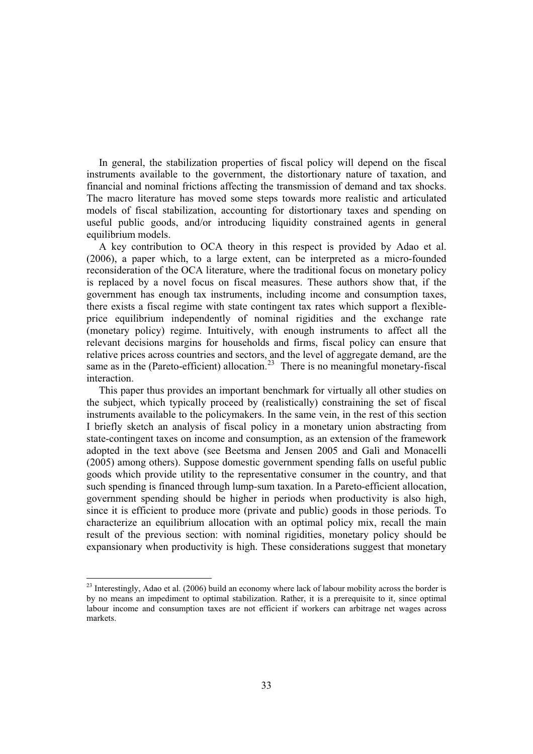In general, the stabilization properties of fiscal policy will depend on the fiscal instruments available to the government, the distortionary nature of taxation, and financial and nominal frictions affecting the transmission of demand and tax shocks. The macro literature has moved some steps towards more realistic and articulated models of fiscal stabilization, accounting for distortionary taxes and spending on useful public goods, and/or introducing liquidity constrained agents in general equilibrium models.

A key contribution to OCA theory in this respect is provided by Adao et al. (2006), a paper which, to a large extent, can be interpreted as a micro-founded reconsideration of the OCA literature, where the traditional focus on monetary policy is replaced by a novel focus on fiscal measures. These authors show that, if the government has enough tax instruments, including income and consumption taxes, there exists a fiscal regime with state contingent tax rates which support a flexible-price equilibrium independently of nominal rigidities and the exchange rate (monetary policy) regime. Intuitively, with enough instruments to affect all the relevant decisions margins for households and firms, fiscal policy can ensure that relative prices across countries and sectors, and the level of aggregate demand, are the same as in the (Pareto-efficient) allocation.[23] There is no meaningful monetary-fiscal interaction.

This paper thus provides an important benchmark for virtually all other studies on the subject, which typically proceed by (realistically) constraining the set of fiscal instruments available to the policymakers. In the same vein, in the rest of this section I briefly sketch an analysis of fiscal policy in a monetary union abstracting from state-contingent taxes on income and consumption, as an extension of the framework adopted in the text above (see Beetsma and Jensen 2005 and Galì and Monacelli (2005) among others). Suppose domestic government spending falls on useful public goods which provide utility to the representative consumer in the country, and that such spending is financed through lump-sum taxation. In a Pareto-efficient allocation, government spending should be higher in periods when productivity is also high, since it is efficient to produce more (private and public) goods in those periods. To characterize an equilibrium allocation with an optimal policy mix, recall the main result of the previous section: with nominal rigidities, monetary policy should be expansionary when productivity is high. These considerations suggest that monetary

[23] Interestingly, Adao et al. (2006) build an economy where lack of labour mobility across the border is by no means an impediment to optimal stabilization. Rather, it is a prerequisite to it, since optimal labour income and consumption taxes are not efficient if workers can arbitrage net wages across markets.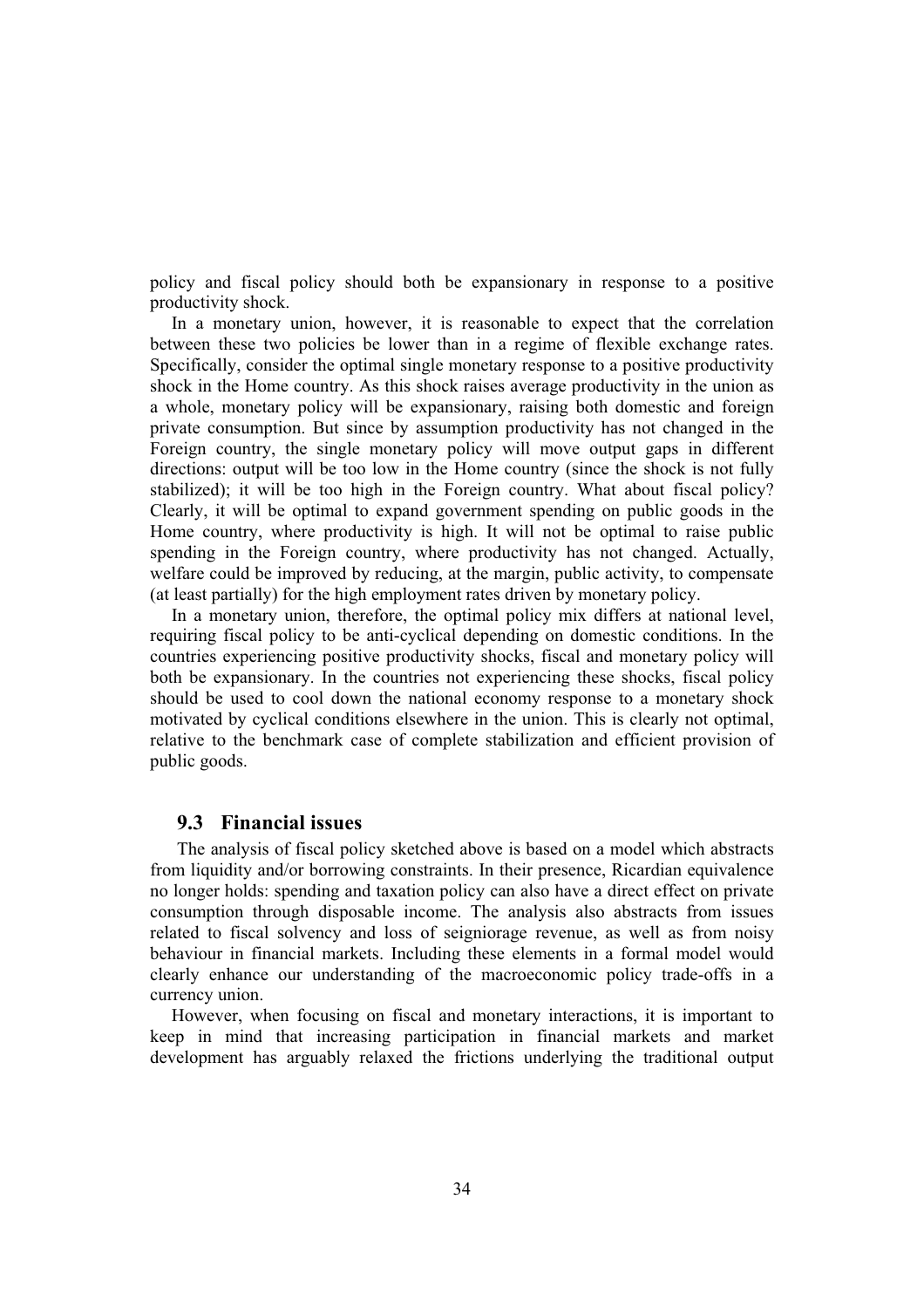policy and fiscal policy should both be expansionary in response to a positive productivity shock.

In a monetary union, however, it is reasonable to expect that the correlation between these two policies be lower than in a regime of flexible exchange rates. Specifically, consider the optimal single monetary response to a positive productivity shock in the Home country. As this shock raises average productivity in the union as a whole, monetary policy will be expansionary, raising both domestic and foreign private consumption. But since by assumption productivity has not changed in the Foreign country, the single monetary policy will move output gaps in different directions: output will be too low in the Home country (since the shock is not fully stabilized); it will be too high in the Foreign country. What about fiscal policy? Clearly, it will be optimal to expand government spending on public goods in the Home country, where productivity is high. It will not be optimal to raise public spending in the Foreign country, where productivity has not changed. Actually, welfare could be improved by reducing, at the margin, public activity, to compensate (at least partially) for the high employment rates driven by monetary policy.

In a monetary union, therefore, the optimal policy mix differs at national level, requiring fiscal policy to be anti-cyclical depending on domestic conditions. In the countries experiencing positive productivity shocks, fiscal and monetary policy will both be expansionary. In the countries not experiencing these shocks, fiscal policy should be used to cool down the national economy response to a monetary shock motivated by cyclical conditions elsewhere in the union. This is clearly not optimal, relative to the benchmark case of complete stabilization and efficient provision of public goods.

## 9.3 Financial issues

The analysis of fiscal policy sketched above is based on a model which abstracts from liquidity and/or borrowing constraints. In their presence, Ricardian equivalence no longer holds: spending and taxation policy can also have a direct effect on private consumption through disposable income. The analysis also abstracts from issues related to fiscal solvency and loss of seigniorage revenue, as well as from noisy behaviour in financial markets. Including these elements in a formal model would clearly enhance our understanding of the macroeconomic policy trade-offs in a currency union.

However, when focusing on fiscal and monetary interactions, it is important to keep in mind that increasing participation in financial markets and market development has arguably relaxed the frictions underlying the traditional output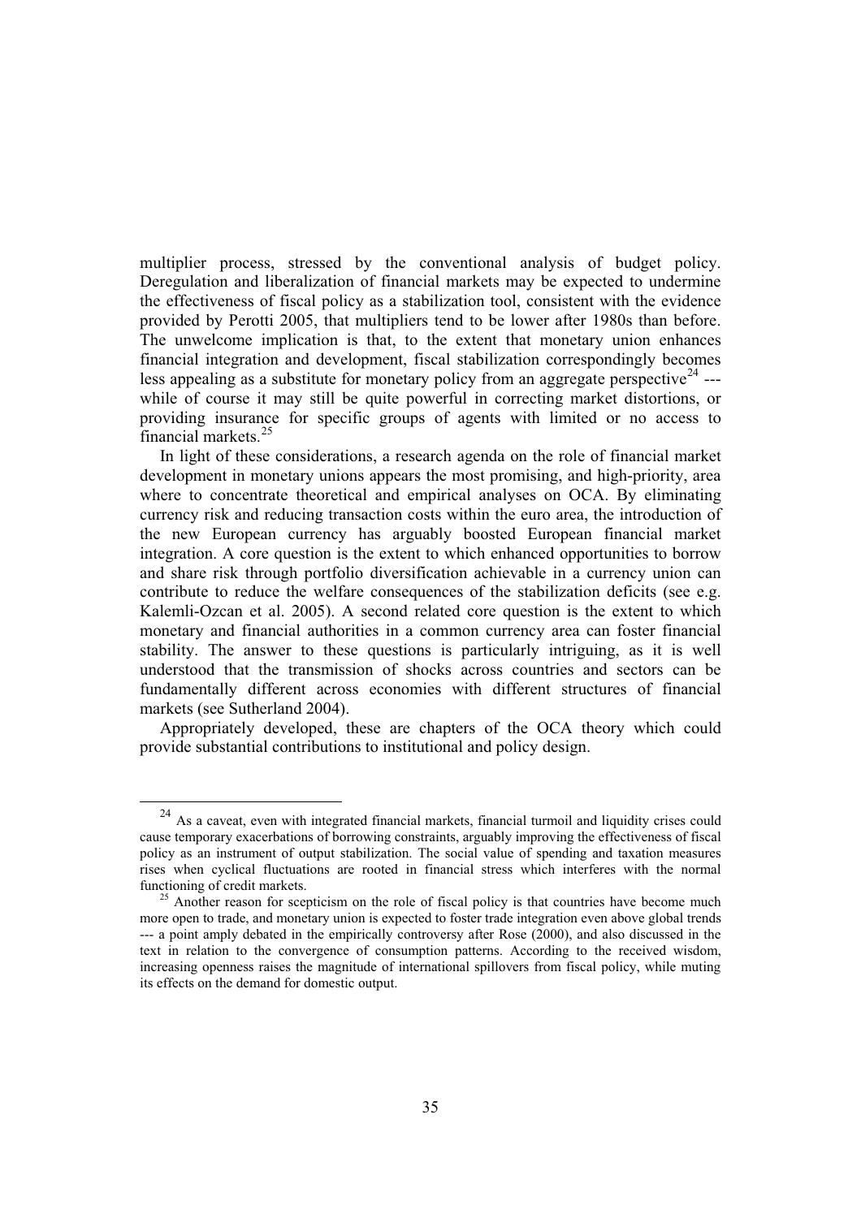multiplier process, stressed by the conventional analysis of budget policy. Deregulation and liberalization of financial markets may be expected to undermine the effectiveness of fiscal policy as a stabilization tool, consistent with the evidence provided by Perotti 2005, that multipliers tend to be lower after 1980s than before. The unwelcome implication is that, to the extent that monetary union enhances financial integration and development, fiscal stabilization correspondingly becomes less appealing as a substitute for monetary policy from an aggregate perspective[24] --- while of course it may still be quite powerful in correcting market distortions, or providing insurance for specific groups of agents with limited or no access to financial markets.[25]

In light of these considerations, a research agenda on the role of financial market development in monetary unions appears the most promising, and high-priority, area where to concentrate theoretical and empirical analyses on OCA. By eliminating currency risk and reducing transaction costs within the euro area, the introduction of the new European currency has arguably boosted European financial market integration. A core question is the extent to which enhanced opportunities to borrow and share risk through portfolio diversification achievable in a currency union can contribute to reduce the welfare consequences of the stabilization deficits (see e.g. Kalemli-Ozcan et al. 2005). A second related core question is the extent to which monetary and financial authorities in a common currency area can foster financial stability. The answer to these questions is particularly intriguing, as it is well understood that the transmission of shocks across countries and sectors can be fundamentally different across economies with different structures of financial markets (see Sutherland 2004).

Appropriately developed, these are chapters of the OCA theory which could provide substantial contributions to institutional and policy design.

---

[24] As a caveat, even with integrated financial markets, financial turmoil and liquidity crises could cause temporary exacerbations of borrowing constraints, arguably improving the effectiveness of fiscal policy as an instrument of output stabilization. The social value of spending and taxation measures rises when cyclical fluctuations are rooted in financial stress which interferes with the normal functioning of credit markets.

[25] Another reason for scepticism on the role of fiscal policy is that countries have become much more open to trade, and monetary union is expected to foster trade integration even above global trends --- a point amply debated in the empirically controversy after Rose (2000), and also discussed in the text in relation to the convergence of consumption patterns. According to the received wisdom, increasing openness raises the magnitude of international spillovers from fiscal policy, while muting its effects on the demand for domestic output.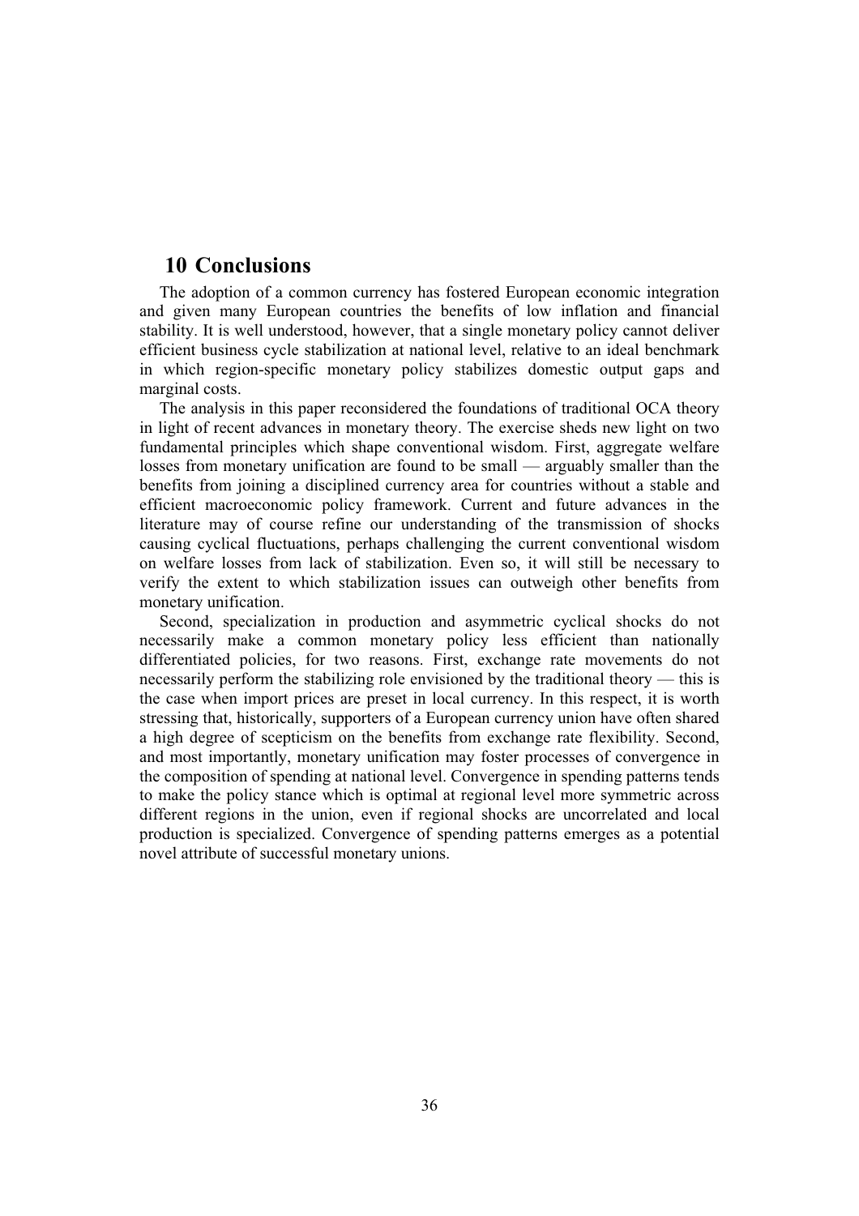# 10 Conclusions

The adoption of a common currency has fostered European economic integration and given many European countries the benefits of low inflation and financial stability. It is well understood, however, that a single monetary policy cannot deliver efficient business cycle stabilization at national level, relative to an ideal benchmark in which region-specific monetary policy stabilizes domestic output gaps and marginal costs.

The analysis in this paper reconsidered the foundations of traditional OCA theory in light of recent advances in monetary theory. The exercise sheds new light on two fundamental principles which shape conventional wisdom. First, aggregate welfare losses from monetary unification are found to be small — arguably smaller than the benefits from joining a disciplined currency area for countries without a stable and efficient macroeconomic policy framework. Current and future advances in the literature may of course refine our understanding of the transmission of shocks causing cyclical fluctuations, perhaps challenging the current conventional wisdom on welfare losses from lack of stabilization. Even so, it will still be necessary to verify the extent to which stabilization issues can outweigh other benefits from monetary unification.

Second, specialization in production and asymmetric cyclical shocks do not necessarily make a common monetary policy less efficient than nationally differentiated policies, for two reasons. First, exchange rate movements do not necessarily perform the stabilizing role envisioned by the traditional theory — this is the case when import prices are preset in local currency. In this respect, it is worth stressing that, historically, supporters of a European currency union have often shared a high degree of scepticism on the benefits from exchange rate flexibility. Second, and most importantly, monetary unification may foster processes of convergence in the composition of spending at national level. Convergence in spending patterns tends to make the policy stance which is optimal at regional level more symmetric across different regions in the union, even if regional shocks are uncorrelated and local production is specialized. Convergence of spending patterns emerges as a potential novel attribute of successful monetary unions.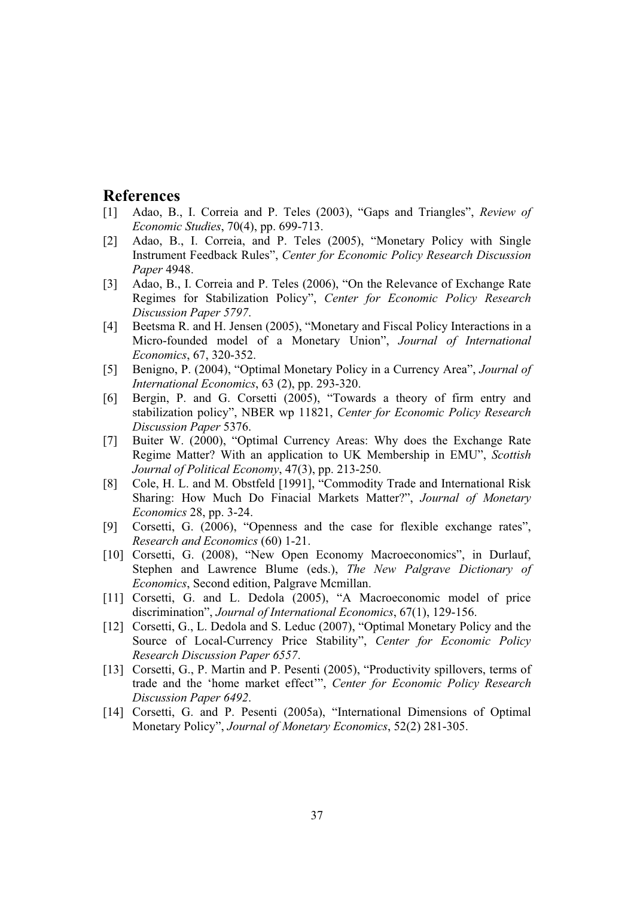## References

[1] Adao, B., I. Correia and P. Teles (2003), "Gaps and Triangles", *Review of Economic Studies*, 70(4), pp. 699-713.

[2] Adao, B., I. Correia, and P. Teles (2005), "Monetary Policy with Single Instrument Feedback Rules", *Center for Economic Policy Research Discussion Paper* 4948.

[3] Adao, B., I. Correia and P. Teles (2006), "On the Relevance of Exchange Rate Regimes for Stabilization Policy", *Center for Economic Policy Research Discussion Paper 5797*.

[4] Beetsma R. and H. Jensen (2005), "Monetary and Fiscal Policy Interactions in a Micro-founded model of a Monetary Union", *Journal of International Economics*, 67, 320-352.

[5] Benigno, P. (2004), "Optimal Monetary Policy in a Currency Area", *Journal of International Economics*, 63 (2), pp. 293-320.

[6] Bergin, P. and G. Corsetti (2005), "Towards a theory of firm entry and stabilization policy", NBER wp 11821, *Center for Economic Policy Research Discussion Paper* 5376.

[7] Buiter W. (2000), "Optimal Currency Areas: Why does the Exchange Rate Regime Matter? With an application to UK Membership in EMU", *Scottish Journal of Political Economy*, 47(3), pp. 213-250.

[8] Cole, H. L. and M. Obstfeld [1991], "Commodity Trade and International Risk Sharing: How Much Do Finacial Markets Matter?", *Journal of Monetary Economics* 28, pp. 3-24.

[9] Corsetti, G. (2006), "Openness and the case for flexible exchange rates", *Research and Economics* (60) 1-21.

[10] Corsetti, G. (2008), "New Open Economy Macroeconomics", in Durlauf, Stephen and Lawrence Blume (eds.), *The New Palgrave Dictionary of Economics*, Second edition, Palgrave Mcmillan.

[11] Corsetti, G. and L. Dedola (2005), "A Macroeconomic model of price discrimination", *Journal of International Economics*, 67(1), 129-156.

[12] Corsetti, G., L. Dedola and S. Leduc (2007), "Optimal Monetary Policy and the Source of Local-Currency Price Stability", *Center for Economic Policy Research Discussion Paper 6557*.

[13] Corsetti, G., P. Martin and P. Pesenti (2005), "Productivity spillovers, terms of trade and the 'home market effect'", *Center for Economic Policy Research Discussion Paper 6492*.

[14] Corsetti, G. and P. Pesenti (2005a), "International Dimensions of Optimal Monetary Policy", *Journal of Monetary Economics*, 52(2) 281-305.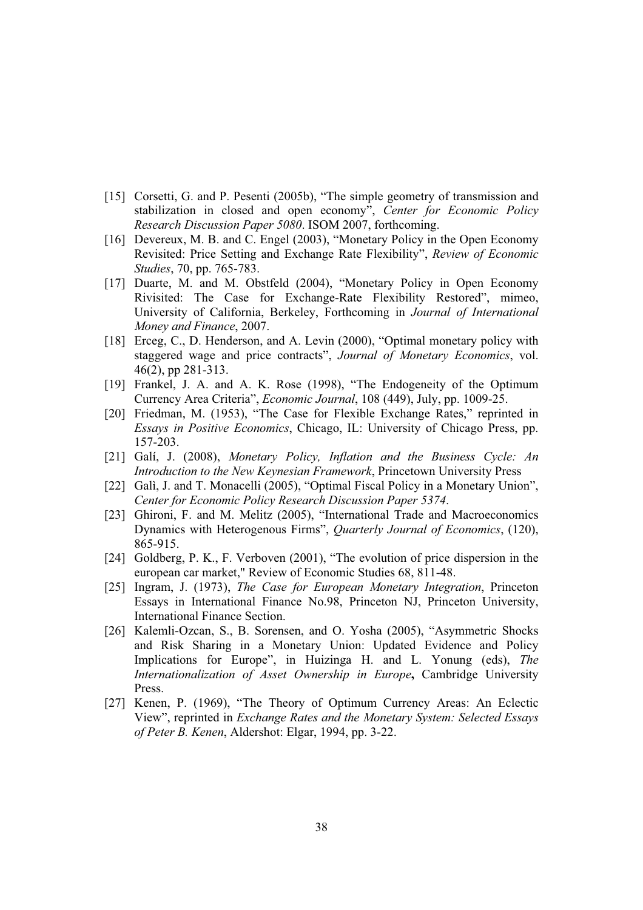[15] Corsetti, G. and P. Pesenti (2005b), "The simple geometry of transmission and stabilization in closed and open economy", *Center for Economic Policy Research Discussion Paper 5080*. ISOM 2007, forthcoming.

[16] Devereux, M. B. and C. Engel (2003), "Monetary Policy in the Open Economy Revisited: Price Setting and Exchange Rate Flexibility", *Review of Economic Studies*, 70, pp. 765-783.

[17] Duarte, M. and M. Obstfeld (2004), "Monetary Policy in Open Economy Rivisited: The Case for Exchange-Rate Flexibility Restored", mimeo, University of California, Berkeley, Forthcoming in *Journal of International Money and Finance*, 2007.

[18] Erceg, C., D. Henderson, and A. Levin (2000), "Optimal monetary policy with staggered wage and price contracts", *Journal of Monetary Economics*, vol. 46(2), pp 281-313.

[19] Frankel, J. A. and A. K. Rose (1998), "The Endogeneity of the Optimum Currency Area Criteria", *Economic Journal*, 108 (449), July, pp. 1009-25.

[20] Friedman, M. (1953), "The Case for Flexible Exchange Rates," reprinted in *Essays in Positive Economics*, Chicago, IL: University of Chicago Press, pp. 157-203.

[21] Galí, J. (2008), *Monetary Policy, Inflation and the Business Cycle: An Introduction to the New Keynesian Framework*, Princetown University Press

[22] Galì, J. and T. Monacelli (2005), "Optimal Fiscal Policy in a Monetary Union", *Center for Economic Policy Research Discussion Paper 5374*.

[23] Ghironi, F. and M. Melitz (2005), "International Trade and Macroeconomics Dynamics with Heterogenous Firms", *Quarterly Journal of Economics*, (120), 865-915.

[24] Goldberg, P. K., F. Verboven (2001), "The evolution of price dispersion in the european car market," Review of Economic Studies 68, 811-48.

[25] Ingram, J. (1973), *The Case for European Monetary Integration*, Princeton Essays in International Finance No.98, Princeton NJ, Princeton University, International Finance Section.

[26] Kalemli-Ozcan, S., B. Sorensen, and O. Yosha (2005), "Asymmetric Shocks and Risk Sharing in a Monetary Union: Updated Evidence and Policy Implications for Europe", in Huizinga H. and L. Yonung (eds), *The Internationalization of Asset Ownership in Europe*, Cambridge University Press.

[27] Kenen, P. (1969), "The Theory of Optimum Currency Areas: An Eclectic View", reprinted in *Exchange Rates and the Monetary System: Selected Essays of Peter B. Kenen*, Aldershot: Elgar, 1994, pp. 3-22.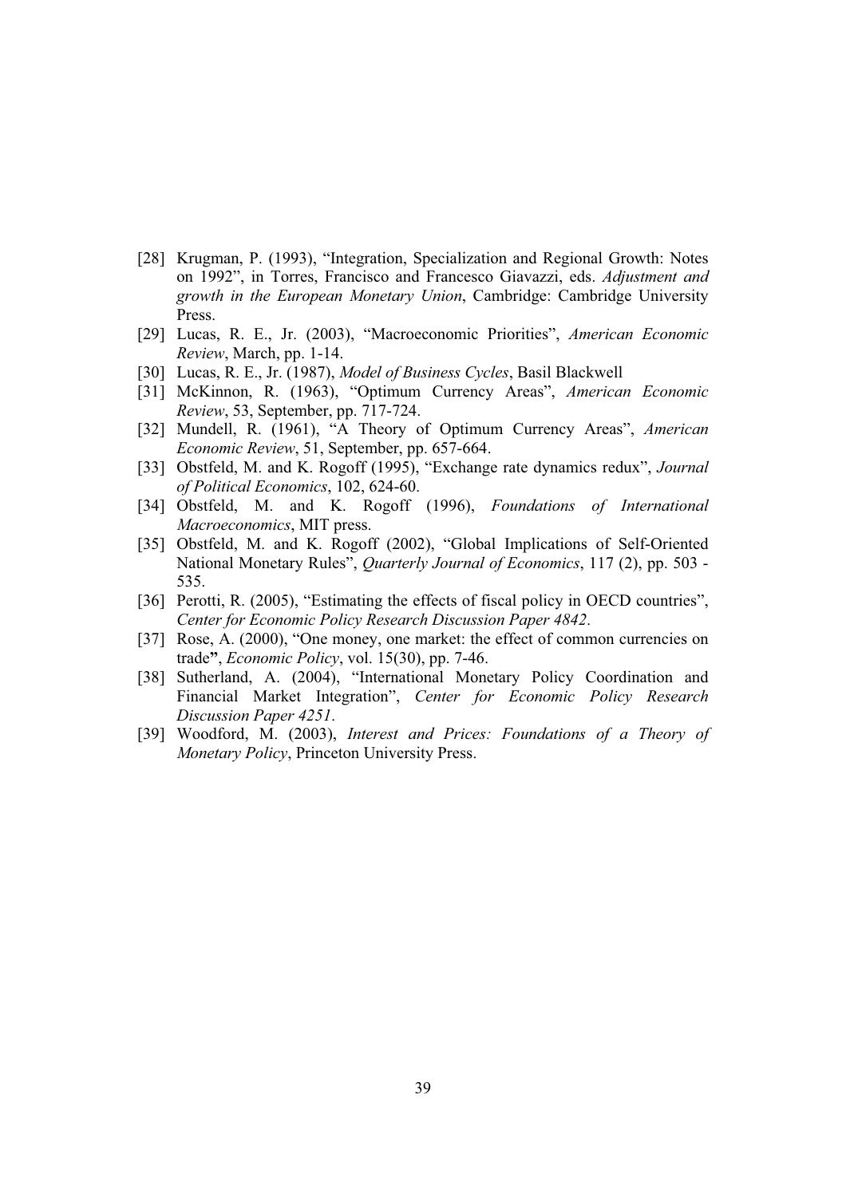[28] Krugman, P. (1993), "Integration, Specialization and Regional Growth: Notes on 1992", in Torres, Francisco and Francesco Giavazzi, eds. *Adjustment and growth in the European Monetary Union*, Cambridge: Cambridge University Press.

[29] Lucas, R. E., Jr. (2003), "Macroeconomic Priorities", *American Economic Review*, March, pp. 1-14.

[30] Lucas, R. E., Jr. (1987), *Model of Business Cycles*, Basil Blackwell

[31] McKinnon, R. (1963), "Optimum Currency Areas", *American Economic Review*, 53, September, pp. 717-724.

[32] Mundell, R. (1961), "A Theory of Optimum Currency Areas", *American Economic Review*, 51, September, pp. 657-664.

[33] Obstfeld, M. and K. Rogoff (1995), "Exchange rate dynamics redux", *Journal of Political Economics*, 102, 624-60.

[34] Obstfeld, M. and K. Rogoff (1996), *Foundations of International Macroeconomics*, MIT press.

[35] Obstfeld, M. and K. Rogoff (2002), "Global Implications of Self-Oriented National Monetary Rules", *Quarterly Journal of Economics*, 117 (2), pp. 503 - 535.

[36] Perotti, R. (2005), "Estimating the effects of fiscal policy in OECD countries", *Center for Economic Policy Research Discussion Paper 4842*.

[37] Rose, A. (2000), "One money, one market: the effect of common currencies on trade", *Economic Policy*, vol. 15(30), pp. 7-46.

[38] Sutherland, A. (2004), "International Monetary Policy Coordination and Financial Market Integration", *Center for Economic Policy Research Discussion Paper 4251*.

[39] Woodford, M. (2003), *Interest and Prices: Foundations of a Theory of Monetary Policy*, Princeton University Press.